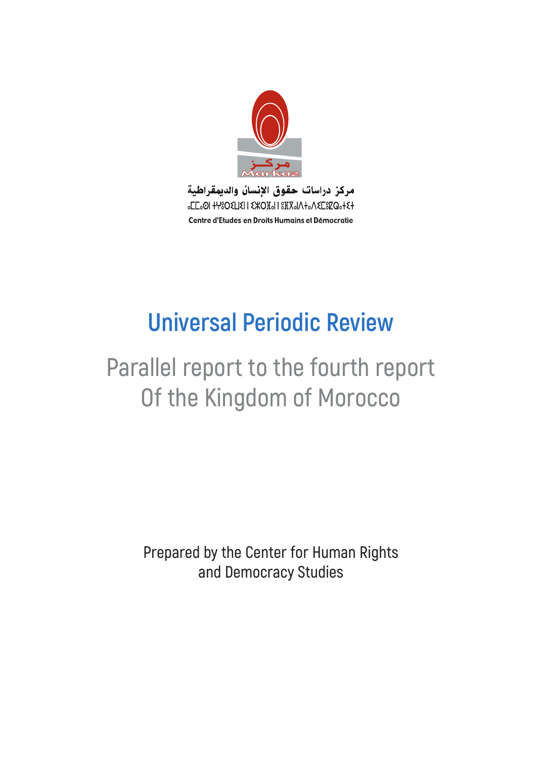مركز دراسات حقوق الإنسان والديمقراطية

ⴰⵎⵎⴰⵙ ⵏ ⵜⵖⵔⴰⵙⵉⵏ ⵏ ⵉⵣⵔⴼⴰⵏ ⵏ ⵓⴼⴳⴰⵏ ⴷ ⵜⴰⴳⴷⵓⴷⴰⵏⵜ

Centre d'Etudes en Droits Humains et Démocratie

# Universal Periodic Review

## Parallel report to the fourth report Of the Kingdom of Morocco

Prepared by the Center for Human Rights and Democracy Studies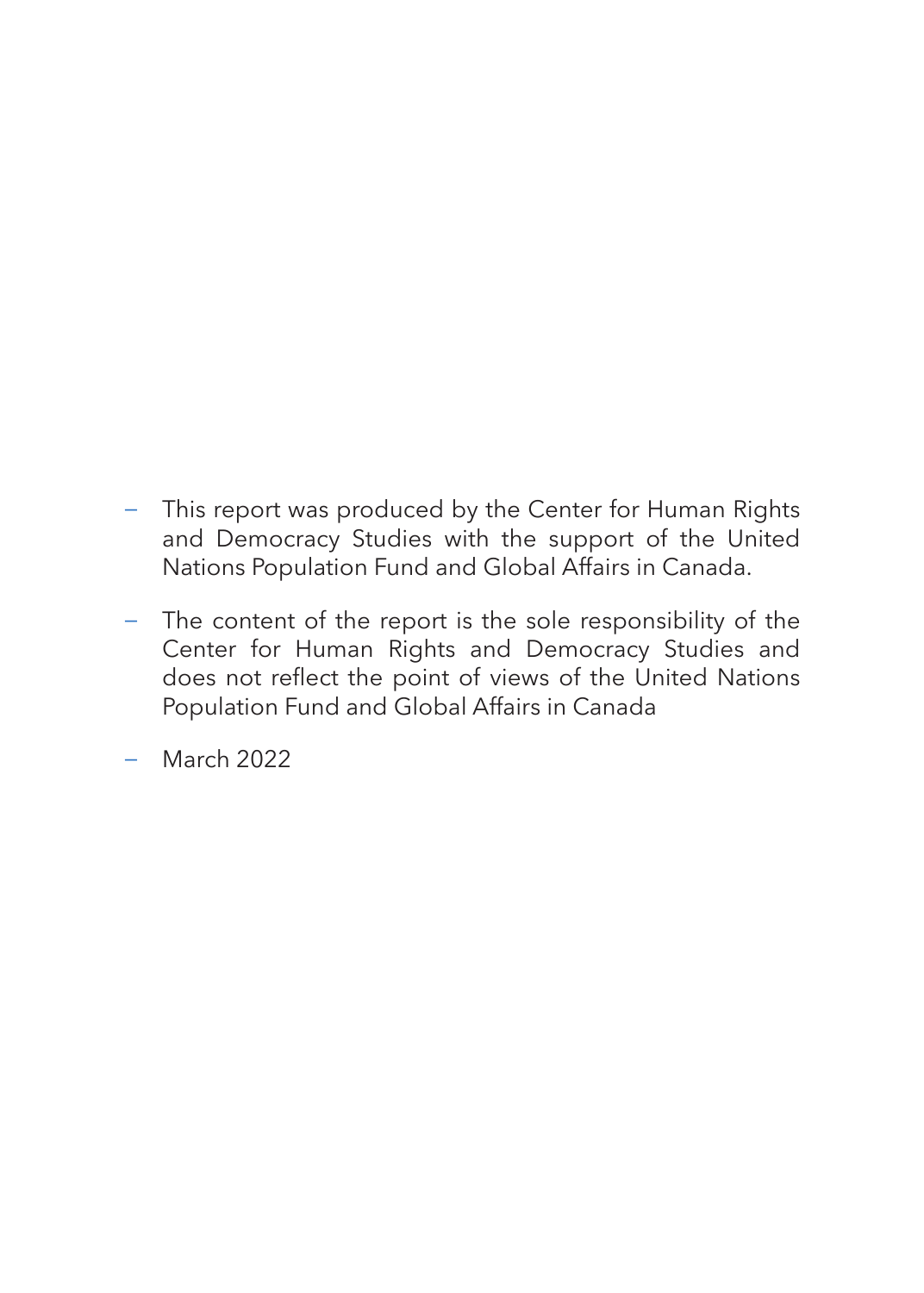- This report was produced by the Center for Human Rights and Democracy Studies with the support of the United Nations Population Fund and Global Affairs in Canada.
- The content of the report is the sole responsibility of the Center for Human Rights and Democracy Studies and does not reflect the point of views of the United Nations Population Fund and Global Affairs in Canada
- March 2022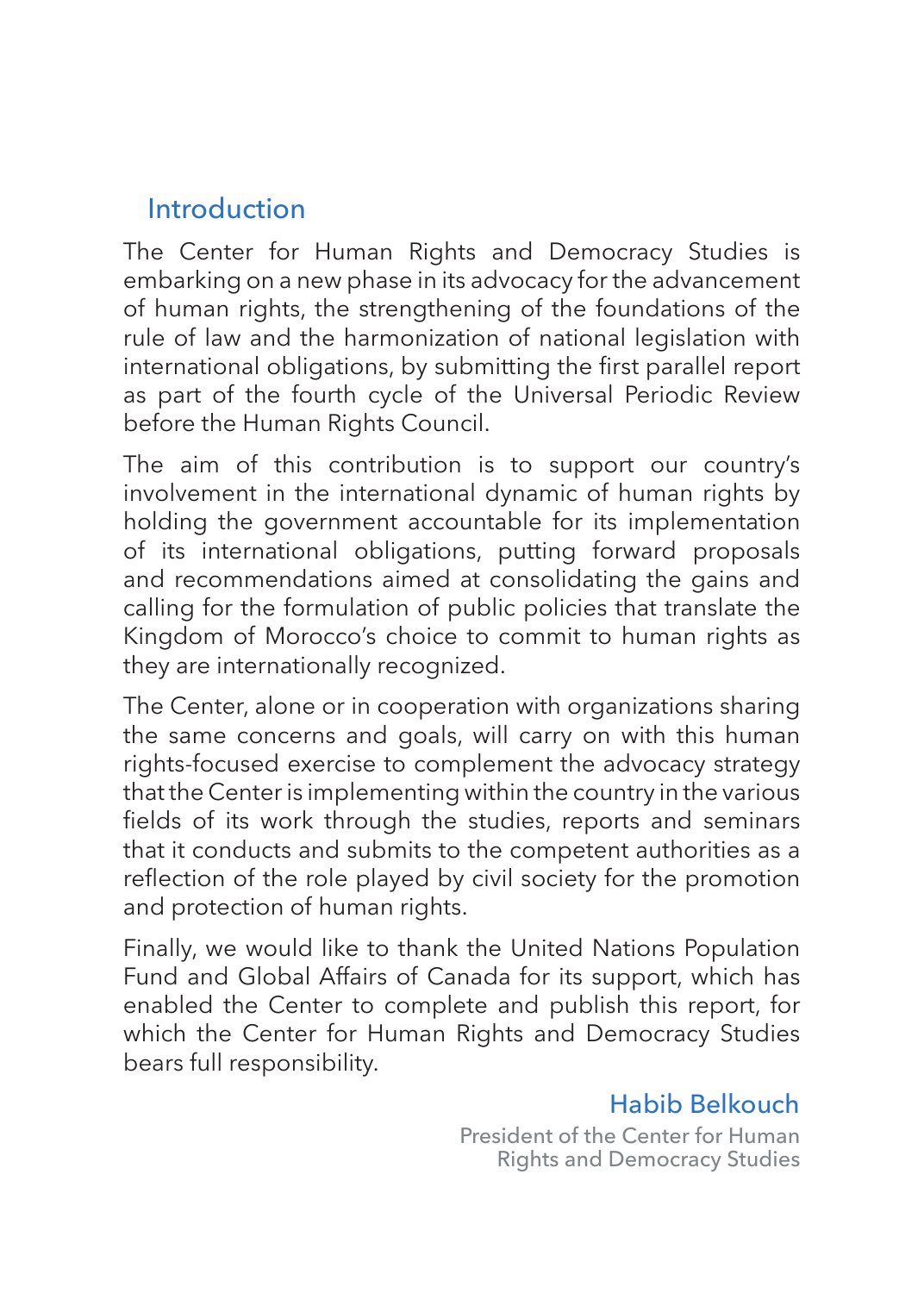## Introduction

The Center for Human Rights and Democracy Studies is embarking on a new phase in its advocacy for the advancement of human rights, the strengthening of the foundations of the rule of law and the harmonization of national legislation with international obligations, by submitting the first parallel report as part of the fourth cycle of the Universal Periodic Review before the Human Rights Council.

The aim of this contribution is to support our country's involvement in the international dynamic of human rights by holding the government accountable for its implementation of its international obligations, putting forward proposals and recommendations aimed at consolidating the gains and calling for the formulation of public policies that translate the Kingdom of Morocco's choice to commit to human rights as they are internationally recognized.

The Center, alone or in cooperation with organizations sharing the same concerns and goals, will carry on with this human rights-focused exercise to complement the advocacy strategy that the Center is implementing within the country in the various fields of its work through the studies, reports and seminars that it conducts and submits to the competent authorities as a reflection of the role played by civil society for the promotion and protection of human rights.

Finally, we would like to thank the United Nations Population Fund and Global Affairs of Canada for its support, which has enabled the Center to complete and publish this report, for which the Center for Human Rights and Democracy Studies bears full responsibility.

**Habib Belkouch**
President of the Center for Human Rights and Democracy Studies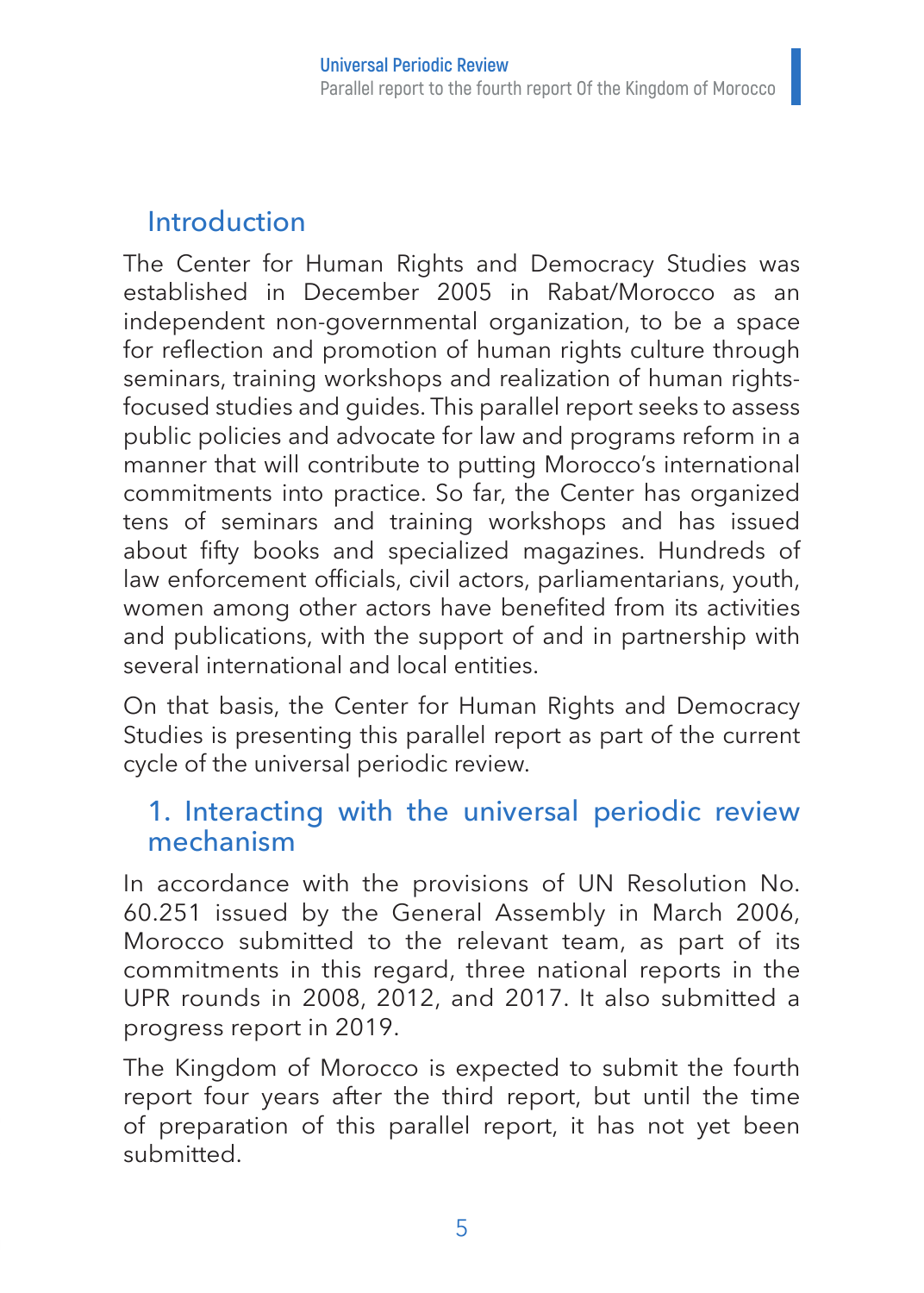## Introduction

The Center for Human Rights and Democracy Studies was established in December 2005 in Rabat/Morocco as an independent non-governmental organization, to be a space for reflection and promotion of human rights culture through seminars, training workshops and realization of human rights-focused studies and guides. This parallel report seeks to assess public policies and advocate for law and programs reform in a manner that will contribute to putting Morocco's international commitments into practice. So far, the Center has organized tens of seminars and training workshops and has issued about fifty books and specialized magazines. Hundreds of law enforcement officials, civil actors, parliamentarians, youth, women among other actors have benefited from its activities and publications, with the support of and in partnership with several international and local entities.

On that basis, the Center for Human Rights and Democracy Studies is presenting this parallel report as part of the current cycle of the universal periodic review.

## 1. Interacting with the universal periodic review mechanism

In accordance with the provisions of UN Resolution No. 60.251 issued by the General Assembly in March 2006, Morocco submitted to the relevant team, as part of its commitments in this regard, three national reports in the UPR rounds in 2008, 2012, and 2017. It also submitted a progress report in 2019.

The Kingdom of Morocco is expected to submit the fourth report four years after the third report, but until the time of preparation of this parallel report, it has not yet been submitted.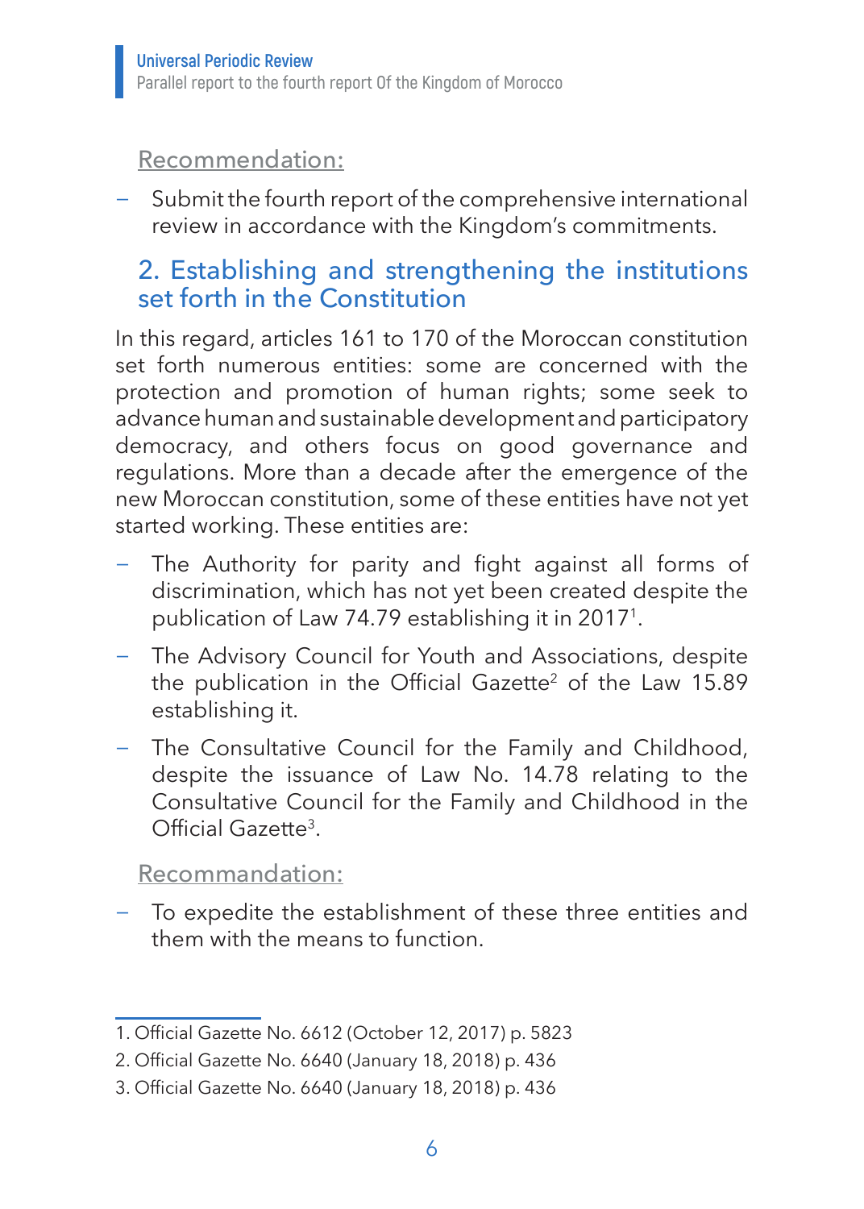Recommendation:

- Submit the fourth report of the comprehensive international review in accordance with the Kingdom's commitments.

## 2. Establishing and strengthening the institutions set forth in the Constitution

In this regard, articles 161 to 170 of the Moroccan constitution set forth numerous entities: some are concerned with the protection and promotion of human rights; some seek to advance human and sustainable development and participatory democracy, and others focus on good governance and regulations. More than a decade after the emergence of the new Moroccan constitution, some of these entities have not yet started working. These entities are:

- The Authority for parity and fight against all forms of discrimination, which has not yet been created despite the publication of Law 74.79 establishing it in 2017[1].
- The Advisory Council for Youth and Associations, despite the publication in the Official Gazette[2] of the Law 15.89 establishing it.
- The Consultative Council for the Family and Childhood, despite the issuance of Law No. 14.78 relating to the Consultative Council for the Family and Childhood in the Official Gazette[3].

Recommandation:

- To expedite the establishment of these three entities and them with the means to function.

1. Official Gazette No. 6612 (October 12, 2017) p. 5823
2. Official Gazette No. 6640 (January 18, 2018) p. 436
3. Official Gazette No. 6640 (January 18, 2018) p. 436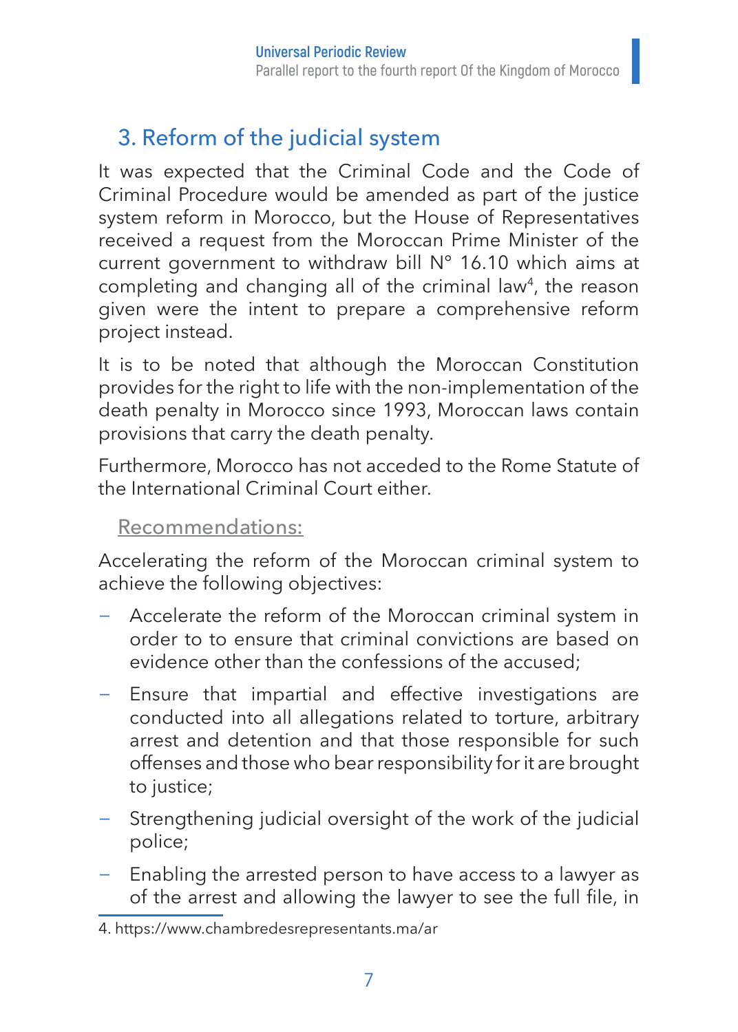## 3. Reform of the judicial system

It was expected that the Criminal Code and the Code of Criminal Procedure would be amended as part of the justice system reform in Morocco, but the House of Representatives received a request from the Moroccan Prime Minister of the current government to withdraw bill N° 16.10 which aims at completing and changing all of the criminal law[4], the reason given were the intent to prepare a comprehensive reform project instead.

It is to be noted that although the Moroccan Constitution provides for the right to life with the non-implementation of the death penalty in Morocco since 1993, Moroccan laws contain provisions that carry the death penalty.

Furthermore, Morocco has not acceded to the Rome Statute of the International Criminal Court either.

Recommendations:

Accelerating the reform of the Moroccan criminal system to achieve the following objectives:

- Accelerate the reform of the Moroccan criminal system in order to to ensure that criminal convictions are based on evidence other than the confessions of the accused;
- Ensure that impartial and effective investigations are conducted into all allegations related to torture, arbitrary arrest and detention and that those responsible for such offenses and those who bear responsibility for it are brought to justice;
- Strengthening judicial oversight of the work of the judicial police;
- Enabling the arrested person to have access to a lawyer as of the arrest and allowing the lawyer to see the full file, in

4. https://www.chambredesrepresentants.ma/ar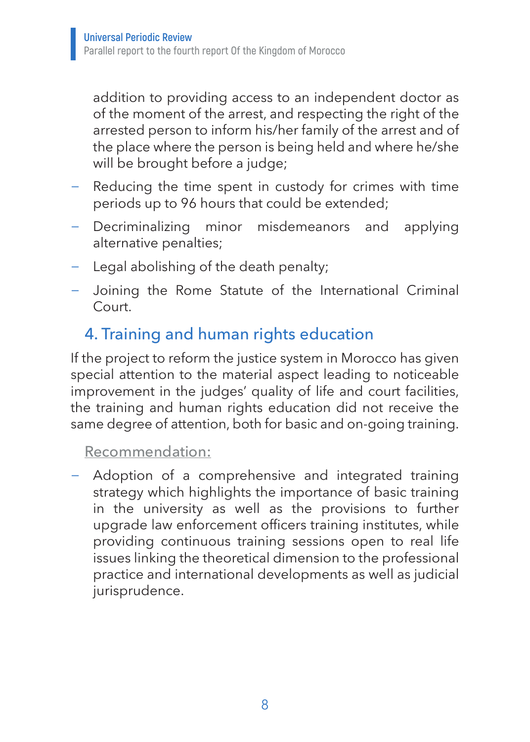addition to providing access to an independent doctor as of the moment of the arrest, and respecting the right of the arrested person to inform his/her family of the arrest and of the place where the person is being held and where he/she will be brought before a judge;

- Reducing the time spent in custody for crimes with time periods up to 96 hours that could be extended;
- Decriminalizing minor misdemeanors and applying alternative penalties;
- Legal abolishing of the death penalty;
- Joining the Rome Statute of the International Criminal Court.

## 4. Training and human rights education

If the project to reform the justice system in Morocco has given special attention to the material aspect leading to noticeable improvement in the judges' quality of life and court facilities, the training and human rights education did not receive the same degree of attention, both for basic and on-going training.

Recommendation:

- Adoption of a comprehensive and integrated training strategy which highlights the importance of basic training in the university as well as the provisions to further upgrade law enforcement officers training institutes, while providing continuous training sessions open to real life issues linking the theoretical dimension to the professional practice and international developments as well as judicial jurisprudence.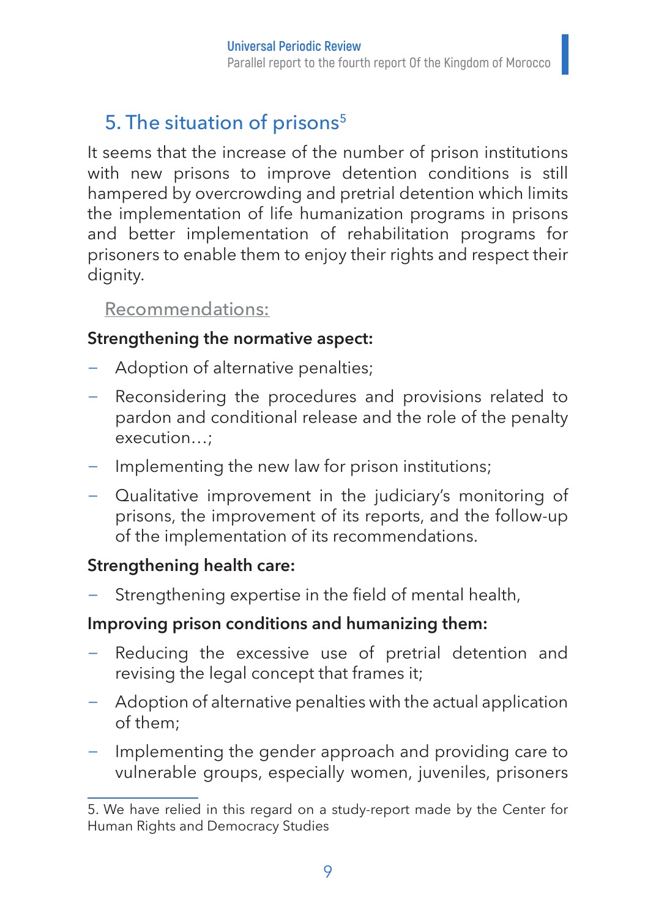## 5. The situation of prisons[5]

It seems that the increase of the number of prison institutions with new prisons to improve detention conditions is still hampered by overcrowding and pretrial detention which limits the implementation of life humanization programs in prisons and better implementation of rehabilitation programs for prisoners to enable them to enjoy their rights and respect their dignity.

Recommendations:

**Strengthening the normative aspect:**

- Adoption of alternative penalties;
- Reconsidering the procedures and provisions related to pardon and conditional release and the role of the penalty execution…;
- Implementing the new law for prison institutions;
- Qualitative improvement in the judiciary's monitoring of prisons, the improvement of its reports, and the follow-up of the implementation of its recommendations.

**Strengthening health care:**

- Strengthening expertise in the field of mental health,

**Improving prison conditions and humanizing them:**

- Reducing the excessive use of pretrial detention and revising the legal concept that frames it;
- Adoption of alternative penalties with the actual application of them;
- Implementing the gender approach and providing care to vulnerable groups, especially women, juveniles, prisoners

5. We have relied in this regard on a study-report made by the Center for Human Rights and Democracy Studies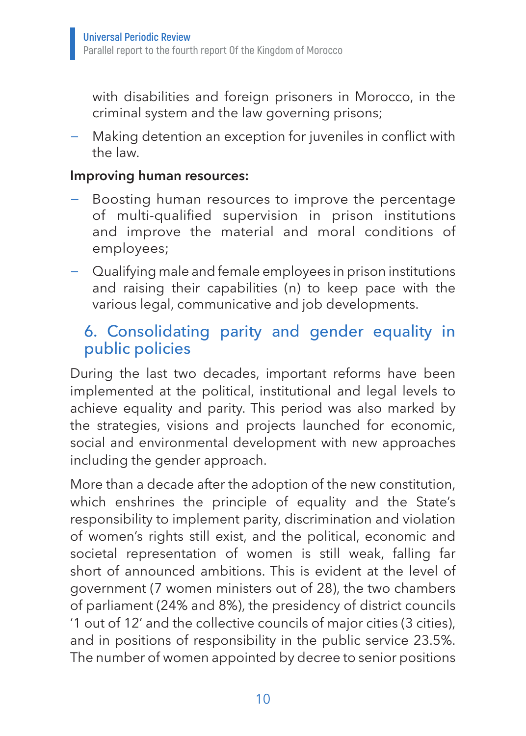with disabilities and foreign prisoners in Morocco, in the criminal system and the law governing prisons;

- Making detention an exception for juveniles in conflict with the law.

**Improving human resources:**

- Boosting human resources to improve the percentage of multi-qualified supervision in prison institutions and improve the material and moral conditions of employees;
- Qualifying male and female employees in prison institutions and raising their capabilities (n) to keep pace with the various legal, communicative and job developments.

## 6. Consolidating parity and gender equality in public policies

During the last two decades, important reforms have been implemented at the political, institutional and legal levels to achieve equality and parity. This period was also marked by the strategies, visions and projects launched for economic, social and environmental development with new approaches including the gender approach.

More than a decade after the adoption of the new constitution, which enshrines the principle of equality and the State's responsibility to implement parity, discrimination and violation of women's rights still exist, and the political, economic and societal representation of women is still weak, falling far short of announced ambitions. This is evident at the level of government (7 women ministers out of 28), the two chambers of parliament (24% and 8%), the presidency of district councils '1 out of 12' and the collective councils of major cities (3 cities), and in positions of responsibility in the public service 23.5%. The number of women appointed by decree to senior positions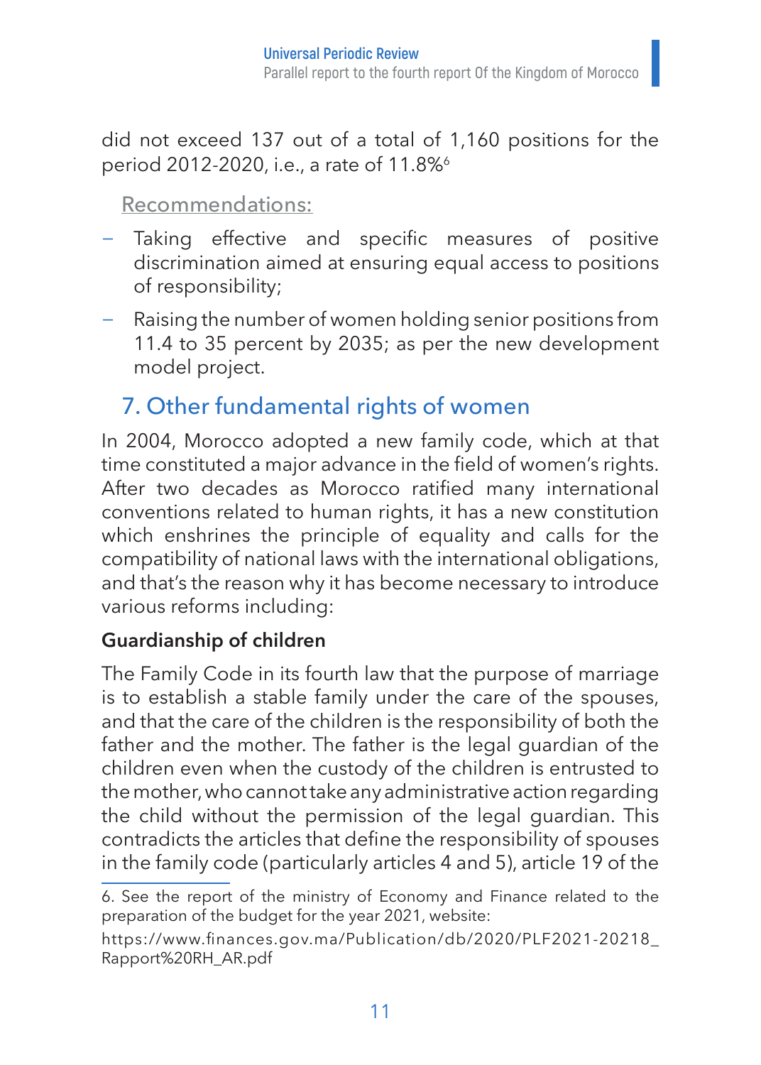did not exceed 137 out of a total of 1,160 positions for the period 2012-2020, i.e., a rate of 11.8%[6]

Recommendations:

- Taking effective and specific measures of positive discrimination aimed at ensuring equal access to positions of responsibility;
- Raising the number of women holding senior positions from 11.4 to 35 percent by 2035; as per the new development model project.

## 7. Other fundamental rights of women

In 2004, Morocco adopted a new family code, which at that time constituted a major advance in the field of women's rights. After two decades as Morocco ratified many international conventions related to human rights, it has a new constitution which enshrines the principle of equality and calls for the compatibility of national laws with the international obligations, and that's the reason why it has become necessary to introduce various reforms including:

**Guardianship of children**

The Family Code in its fourth law that the purpose of marriage is to establish a stable family under the care of the spouses, and that the care of the children is the responsibility of both the father and the mother. The father is the legal guardian of the children even when the custody of the children is entrusted to the mother, who cannot take any administrative action regarding the child without the permission of the legal guardian. This contradicts the articles that define the responsibility of spouses in the family code (particularly articles 4 and 5), article 19 of the

6. See the report of the ministry of Economy and Finance related to the preparation of the budget for the year 2021, website:

https://www.finances.gov.ma/Publication/db/2020/PLF2021-20218_Rapport%20RH_AR.pdf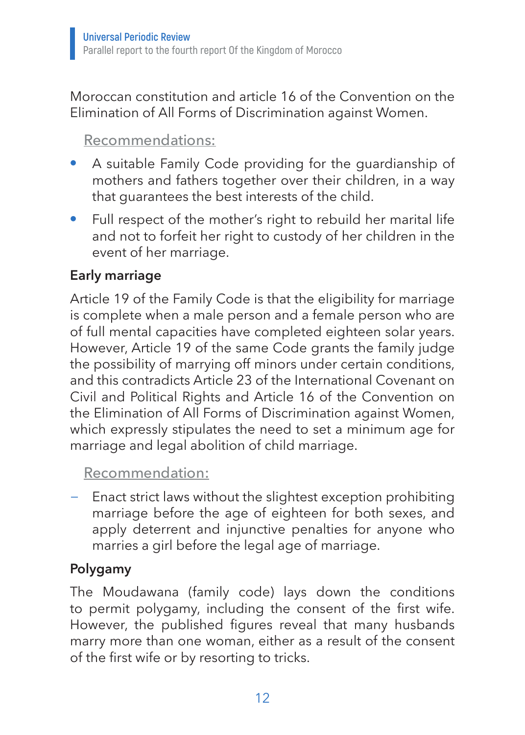Moroccan constitution and article 16 of the Convention on the Elimination of All Forms of Discrimination against Women.

Recommendations:

- A suitable Family Code providing for the guardianship of mothers and fathers together over their children, in a way that guarantees the best interests of the child.
- Full respect of the mother's right to rebuild her marital life and not to forfeit her right to custody of her children in the event of her marriage.

**Early marriage**

Article 19 of the Family Code is that the eligibility for marriage is complete when a male person and a female person who are of full mental capacities have completed eighteen solar years. However, Article 19 of the same Code grants the family judge the possibility of marrying off minors under certain conditions, and this contradicts Article 23 of the International Covenant on Civil and Political Rights and Article 16 of the Convention on the Elimination of All Forms of Discrimination against Women, which expressly stipulates the need to set a minimum age for marriage and legal abolition of child marriage.

Recommendation:

- Enact strict laws without the slightest exception prohibiting marriage before the age of eighteen for both sexes, and apply deterrent and injunctive penalties for anyone who marries a girl before the legal age of marriage.

**Polygamy**

The Moudawana (family code) lays down the conditions to permit polygamy, including the consent of the first wife. However, the published figures reveal that many husbands marry more than one woman, either as a result of the consent of the first wife or by resorting to tricks.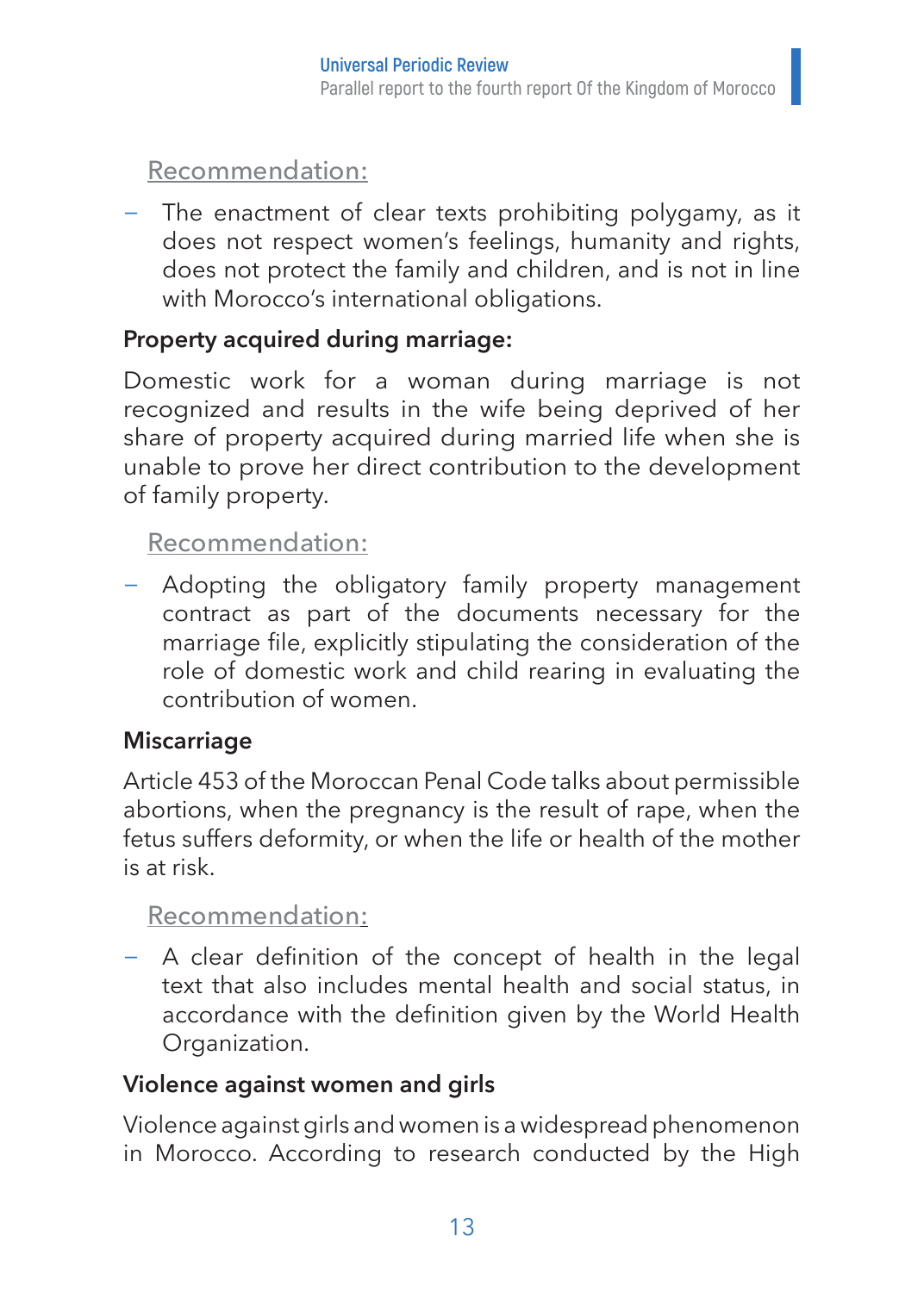Recommendation:

- The enactment of clear texts prohibiting polygamy, as it does not respect women's feelings, humanity and rights, does not protect the family and children, and is not in line with Morocco's international obligations.

**Property acquired during marriage:**

Domestic work for a woman during marriage is not recognized and results in the wife being deprived of her share of property acquired during married life when she is unable to prove her direct contribution to the development of family property.

Recommendation:

- Adopting the obligatory family property management contract as part of the documents necessary for the marriage file, explicitly stipulating the consideration of the role of domestic work and child rearing in evaluating the contribution of women.

**Miscarriage**

Article 453 of the Moroccan Penal Code talks about permissible abortions, when the pregnancy is the result of rape, when the fetus suffers deformity, or when the life or health of the mother is at risk.

Recommendation:

- A clear definition of the concept of health in the legal text that also includes mental health and social status, in accordance with the definition given by the World Health Organization.

**Violence against women and girls**

Violence against girls and women is a widespread phenomenon in Morocco. According to research conducted by the High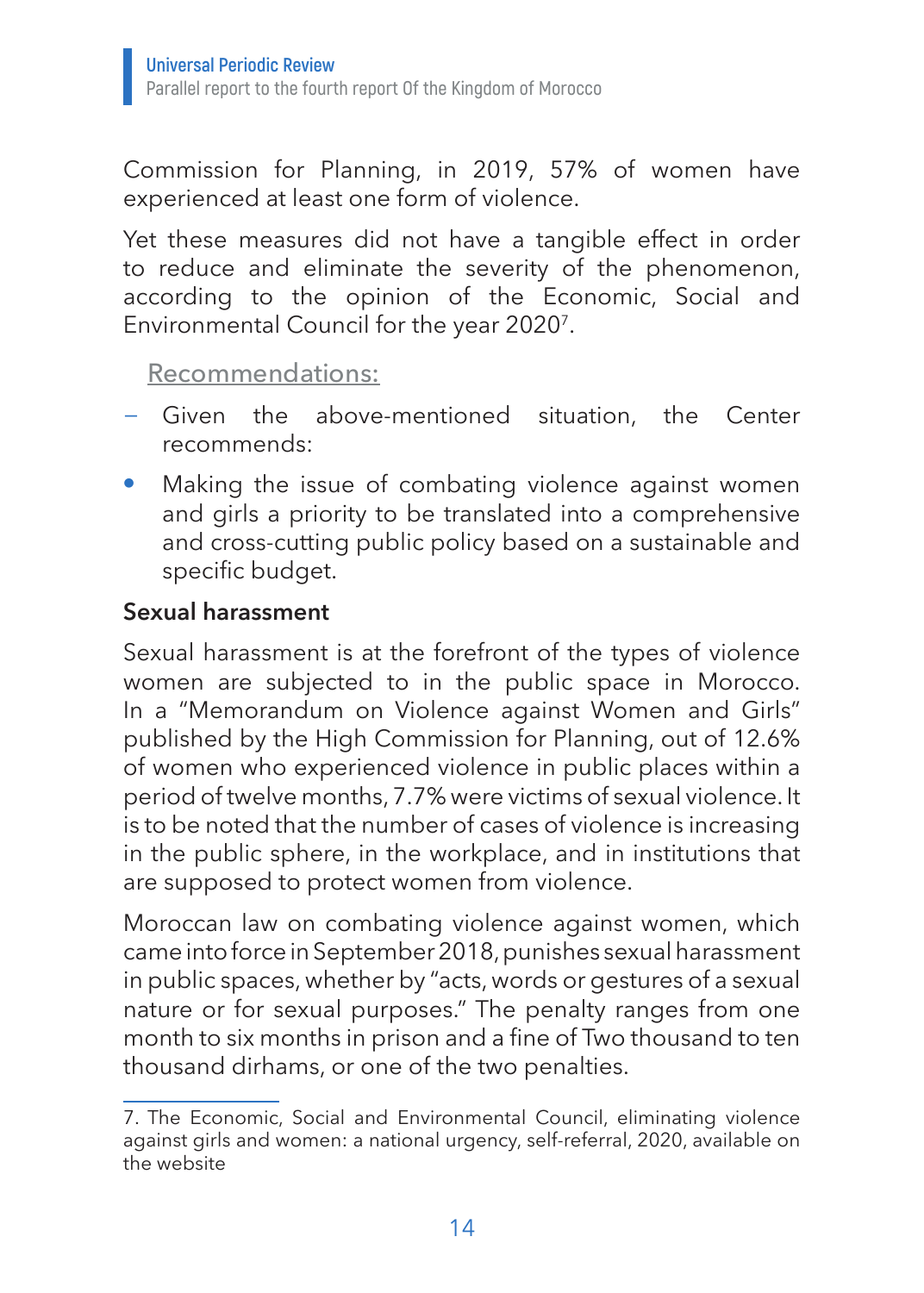Commission for Planning, in 2019, 57% of women have experienced at least one form of violence.

Yet these measures did not have a tangible effect in order to reduce and eliminate the severity of the phenomenon, according to the opinion of the Economic, Social and Environmental Council for the year 2020[7].

Recommendations:

- Given the above-mentioned situation, the Center recommends:

- Making the issue of combating violence against women and girls a priority to be translated into a comprehensive and cross-cutting public policy based on a sustainable and specific budget.

**Sexual harassment**

Sexual harassment is at the forefront of the types of violence women are subjected to in the public space in Morocco. In a "Memorandum on Violence against Women and Girls" published by the High Commission for Planning, out of 12.6% of women who experienced violence in public places within a period of twelve months, 7.7% were victims of sexual violence. It is to be noted that the number of cases of violence is increasing in the public sphere, in the workplace, and in institutions that are supposed to protect women from violence.

Moroccan law on combating violence against women, which came into force in September 2018, punishes sexual harassment in public spaces, whether by "acts, words or gestures of a sexual nature or for sexual purposes." The penalty ranges from one month to six months in prison and a fine of Two thousand to ten thousand dirhams, or one of the two penalties.

7. The Economic, Social and Environmental Council, eliminating violence against girls and women: a national urgency, self-referral, 2020, available on the website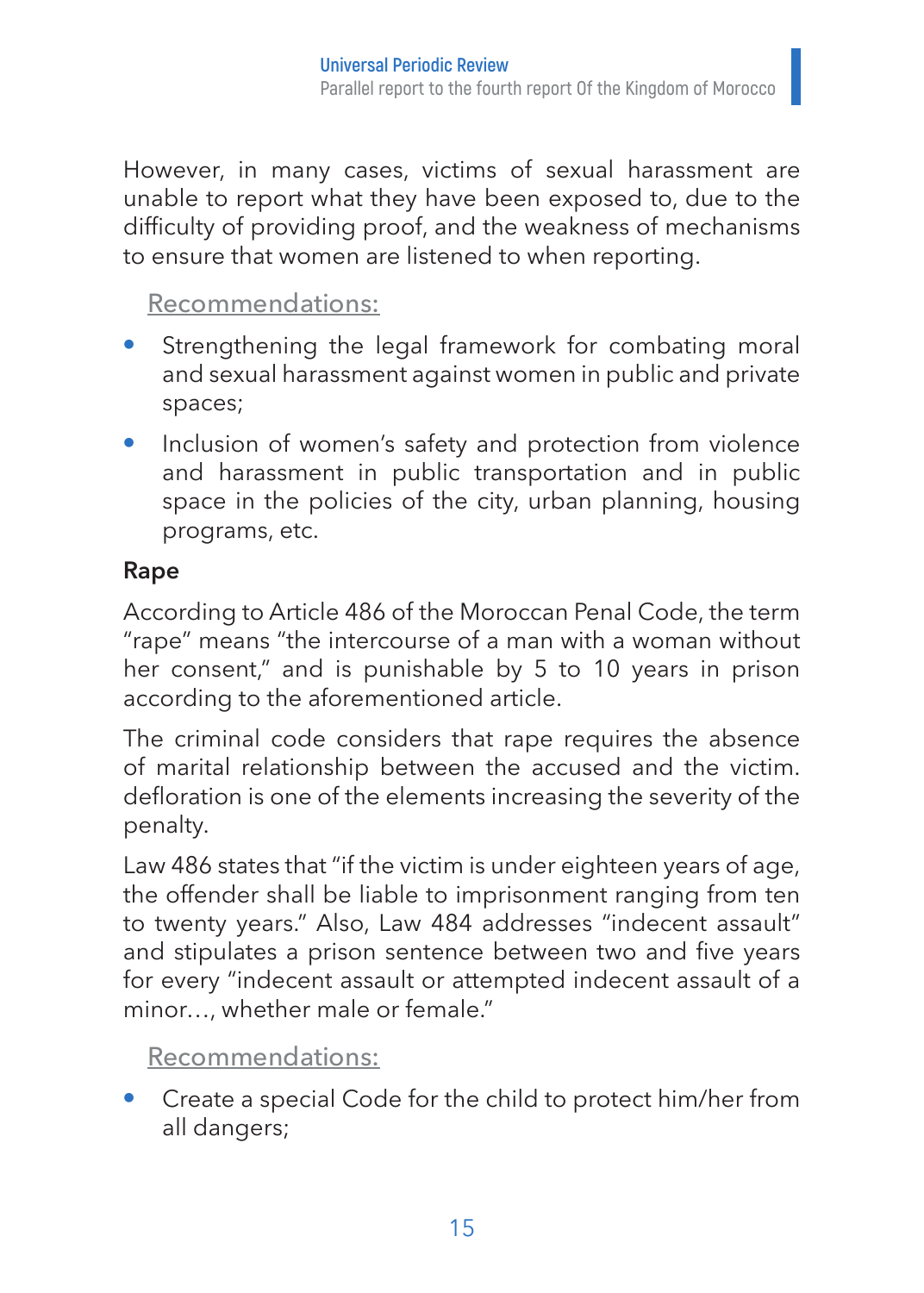However, in many cases, victims of sexual harassment are unable to report what they have been exposed to, due to the difficulty of providing proof, and the weakness of mechanisms to ensure that women are listened to when reporting.

Recommendations:

- Strengthening the legal framework for combating moral and sexual harassment against women in public and private spaces;
- Inclusion of women's safety and protection from violence and harassment in public transportation and in public space in the policies of the city, urban planning, housing programs, etc.

### Rape

According to Article 486 of the Moroccan Penal Code, the term "rape" means "the intercourse of a man with a woman without her consent," and is punishable by 5 to 10 years in prison according to the aforementioned article.

The criminal code considers that rape requires the absence of marital relationship between the accused and the victim. defloration is one of the elements increasing the severity of the penalty.

Law 486 states that "if the victim is under eighteen years of age, the offender shall be liable to imprisonment ranging from ten to twenty years." Also, Law 484 addresses "indecent assault" and stipulates a prison sentence between two and five years for every "indecent assault or attempted indecent assault of a minor…, whether male or female."

Recommendations:

- Create a special Code for the child to protect him/her from all dangers;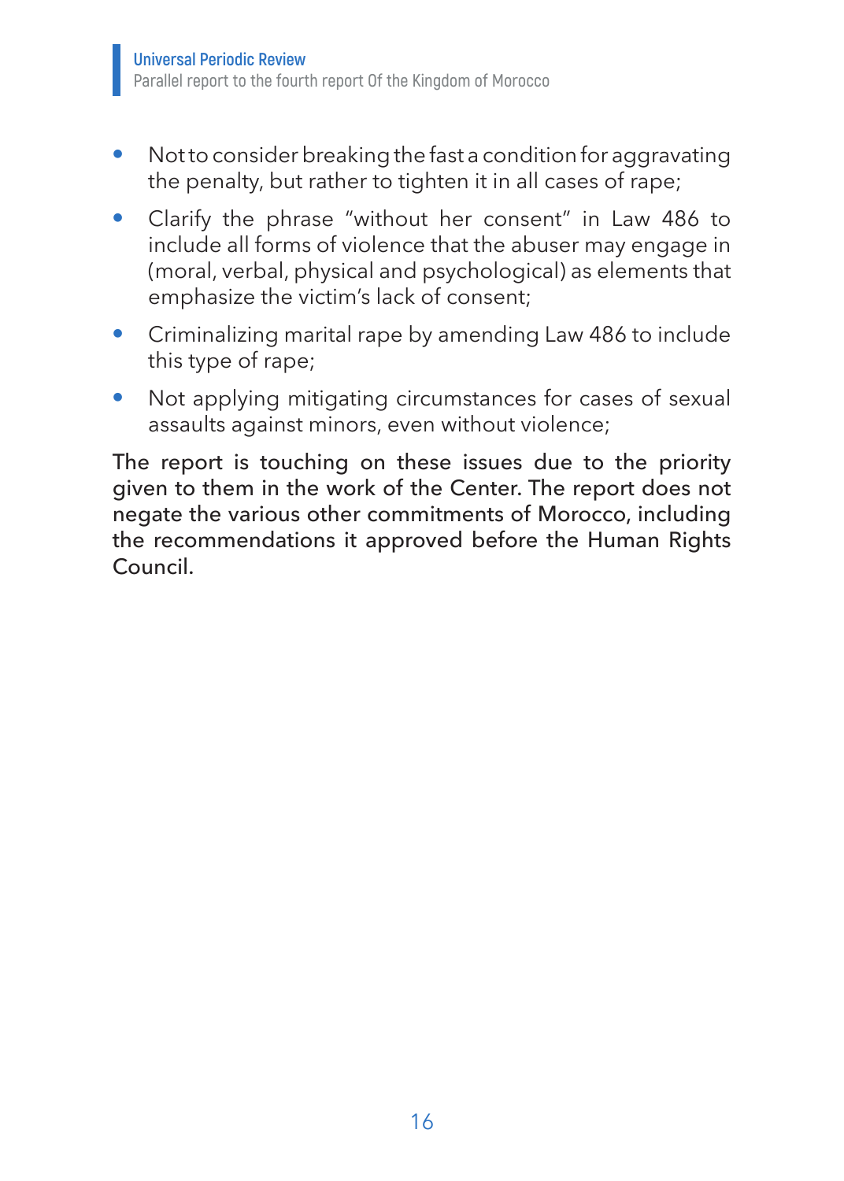- Not to consider breaking the fast a condition for aggravating the penalty, but rather to tighten it in all cases of rape;
- Clarify the phrase "without her consent" in Law 486 to include all forms of violence that the abuser may engage in (moral, verbal, physical and psychological) as elements that emphasize the victim's lack of consent;
- Criminalizing marital rape by amending Law 486 to include this type of rape;
- Not applying mitigating circumstances for cases of sexual assaults against minors, even without violence;

The report is touching on these issues due to the priority given to them in the work of the Center. The report does not negate the various other commitments of Morocco, including the recommendations it approved before the Human Rights Council.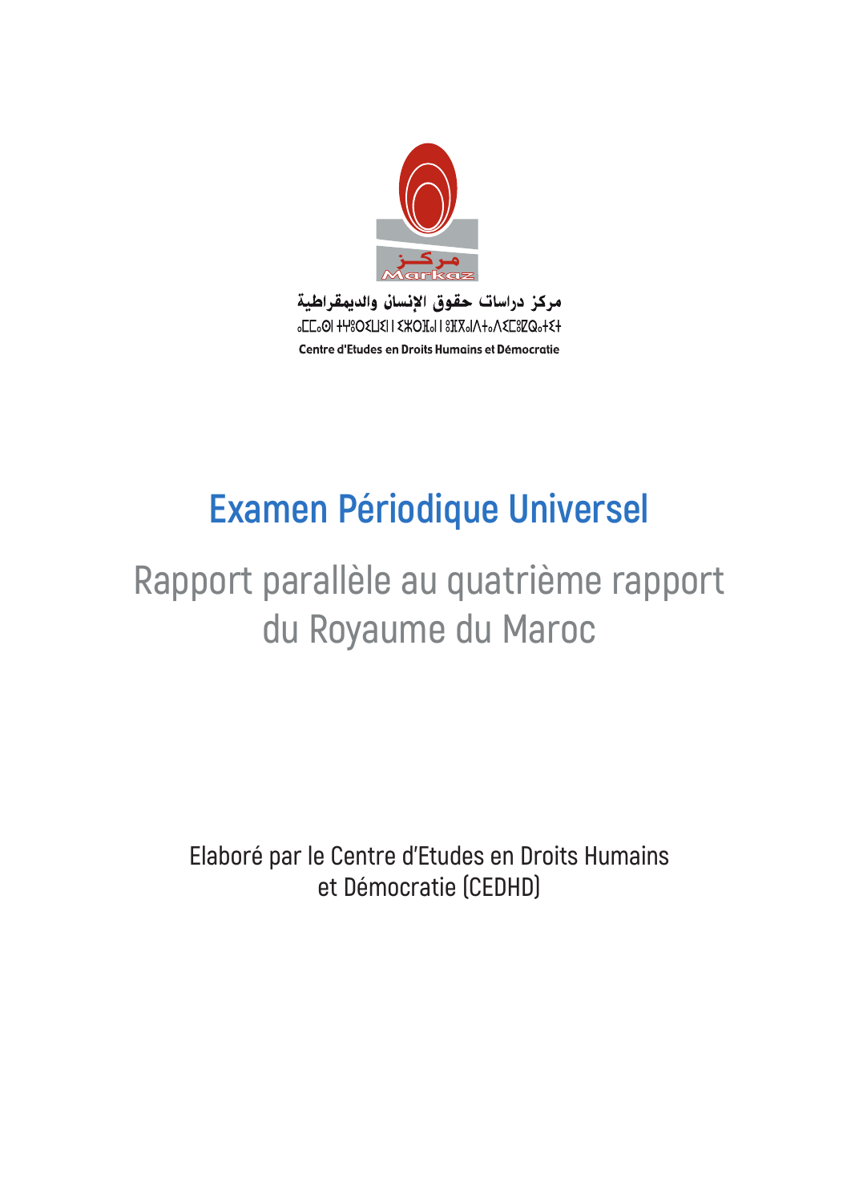مركز دراسات حقوق الإنسان والديمقراطية

ⴰⵎⵎⴰⵙ ⵏ ⵜⵖⵓⵔⵉⵡⵉⵏ ⵏ ⵢⵉⵣⵔⴼⴰⵏ ⵏ ⵓⴼⴳⴰⵏ ⴷ ⵜⴰⴷⵉⵎⵓⵇⵔⴰⵜⵉⵜ

Centre d'Etudes en Droits Humains et Démocratie

# Examen Périodique Universel

## Rapport parallèle au quatrième rapport du Royaume du Maroc

Elaboré par le Centre d'Etudes en Droits Humains et Démocratie (CEDHD)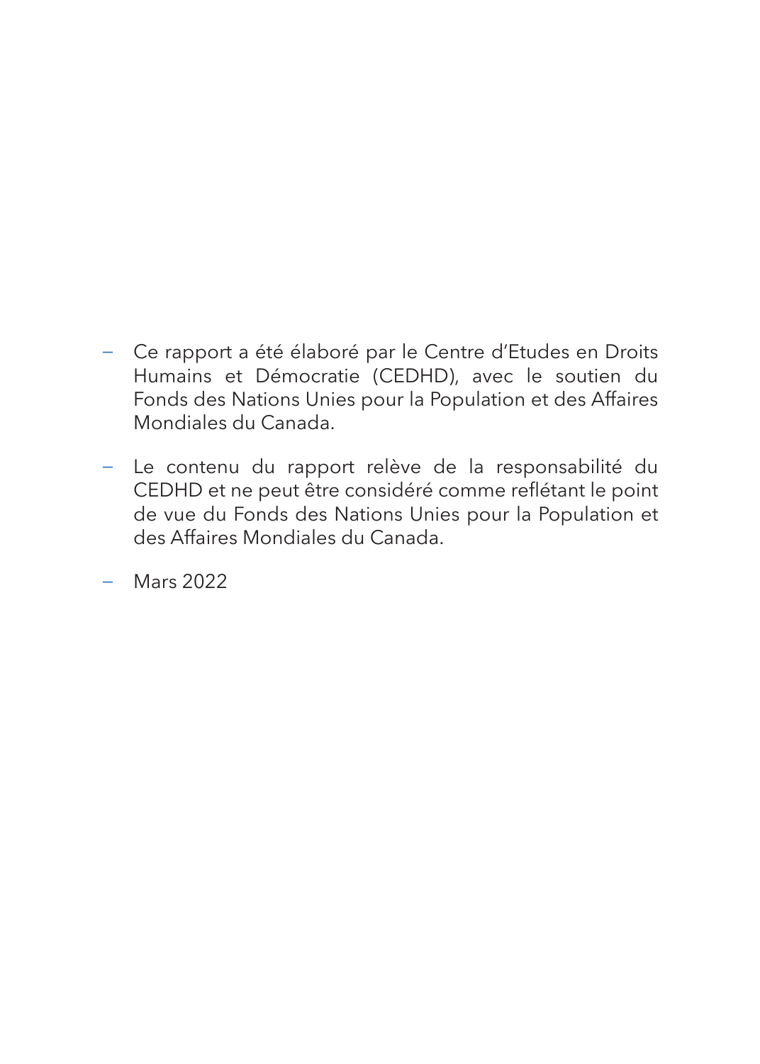- Ce rapport a été élaboré par le Centre d'Etudes en Droits Humains et Démocratie (CEDHD), avec le soutien du Fonds des Nations Unies pour la Population et des Affaires Mondiales du Canada.

- Le contenu du rapport relève de la responsabilité du CEDHD et ne peut être considéré comme reflétant le point de vue du Fonds des Nations Unies pour la Population et des Affaires Mondiales du Canada.

- Mars 2022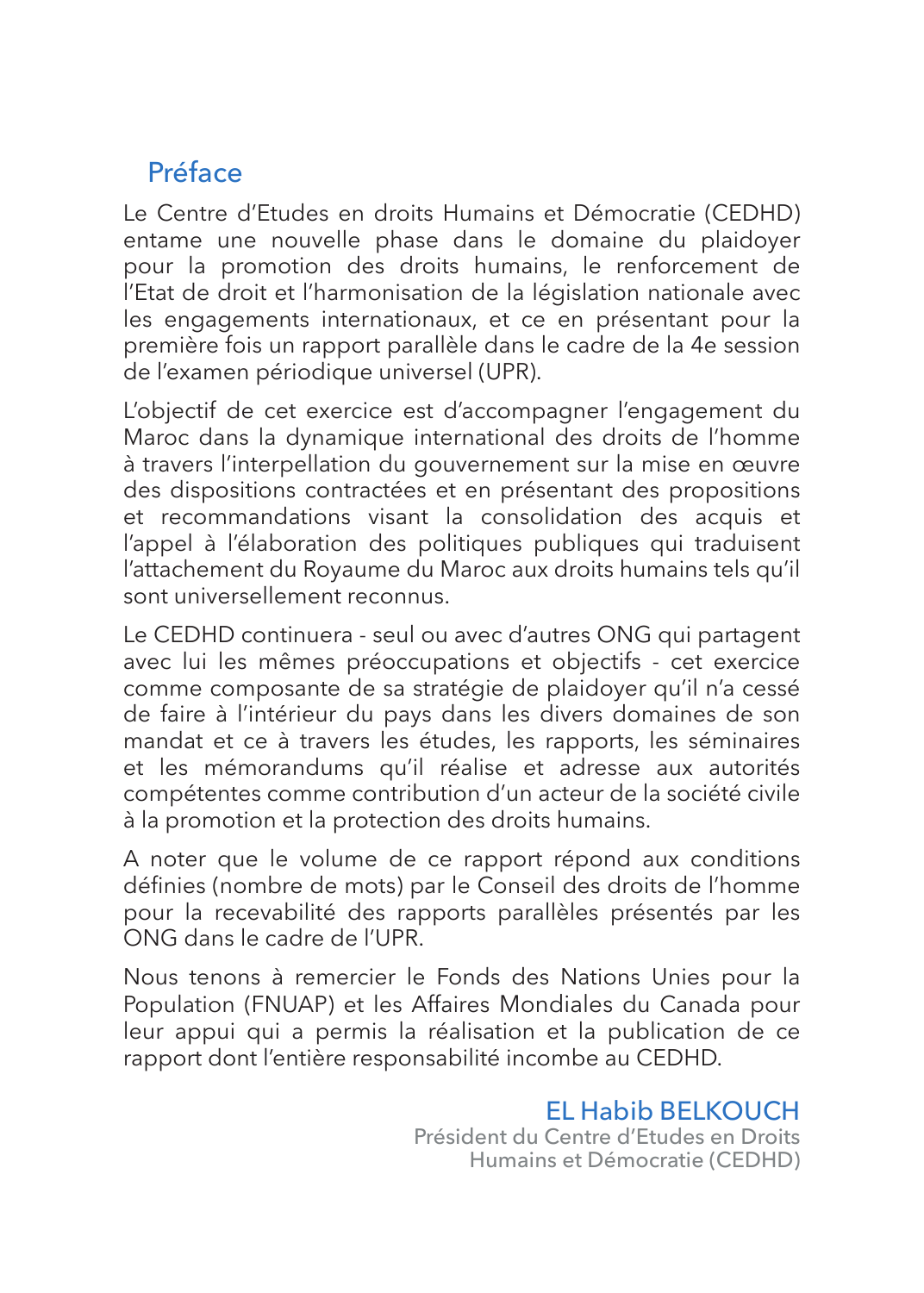## Préface

Le Centre d'Etudes en droits Humains et Démocratie (CEDHD) entame une nouvelle phase dans le domaine du plaidoyer pour la promotion des droits humains, le renforcement de l'Etat de droit et l'harmonisation de la législation nationale avec les engagements internationaux, et ce en présentant pour la première fois un rapport parallèle dans le cadre de la 4e session de l'examen périodique universel (UPR).

L'objectif de cet exercice est d'accompagner l'engagement du Maroc dans la dynamique international des droits de l'homme à travers l'interpellation du gouvernement sur la mise en œuvre des dispositions contractées et en présentant des propositions et recommandations visant la consolidation des acquis et l'appel à l'élaboration des politiques publiques qui traduisent l'attachement du Royaume du Maroc aux droits humains tels qu'il sont universellement reconnus.

Le CEDHD continuera - seul ou avec d'autres ONG qui partagent avec lui les mêmes préoccupations et objectifs - cet exercice comme composante de sa stratégie de plaidoyer qu'il n'a cessé de faire à l'intérieur du pays dans les divers domaines de son mandat et ce à travers les études, les rapports, les séminaires et les mémorandums qu'il réalise et adresse aux autorités compétentes comme contribution d'un acteur de la société civile à la promotion et la protection des droits humains.

A noter que le volume de ce rapport répond aux conditions définies (nombre de mots) par le Conseil des droits de l'homme pour la recevabilité des rapports parallèles présentés par les ONG dans le cadre de l'UPR.

Nous tenons à remercier le Fonds des Nations Unies pour la Population (FNUAP) et les Affaires Mondiales du Canada pour leur appui qui a permis la réalisation et la publication de ce rapport dont l'entière responsabilité incombe au CEDHD.

**EL Habib BELKOUCH**
Président du Centre d'Etudes en Droits Humains et Démocratie (CEDHD)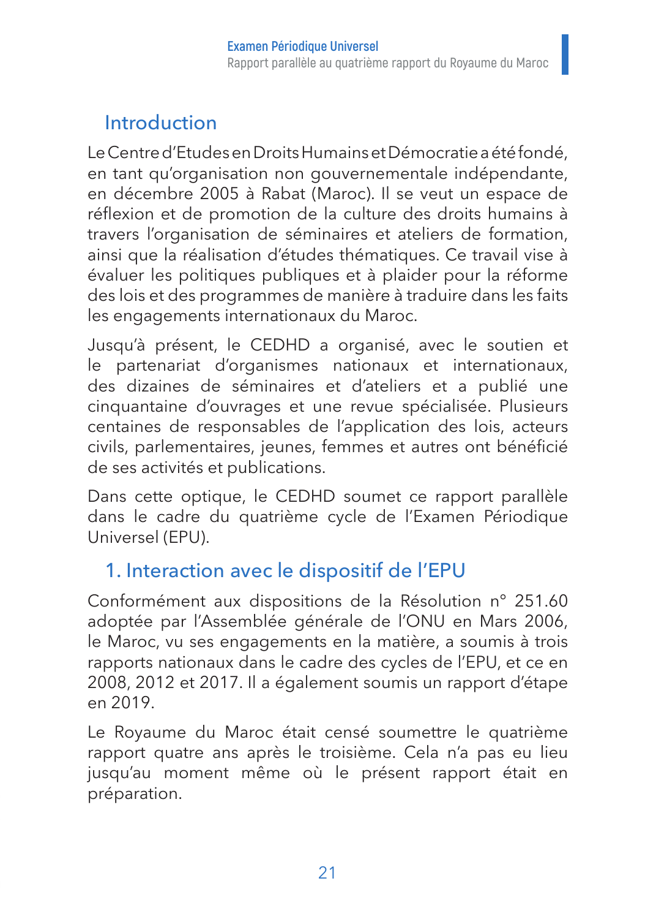## Introduction

Le Centre d'Etudes en Droits Humains et Démocratie a été fondé, en tant qu'organisation non gouvernementale indépendante, en décembre 2005 à Rabat (Maroc). Il se veut un espace de réflexion et de promotion de la culture des droits humains à travers l'organisation de séminaires et ateliers de formation, ainsi que la réalisation d'études thématiques. Ce travail vise à évaluer les politiques publiques et à plaider pour la réforme des lois et des programmes de manière à traduire dans les faits les engagements internationaux du Maroc.

Jusqu'à présent, le CEDHD a organisé, avec le soutien et le partenariat d'organismes nationaux et internationaux, des dizaines de séminaires et d'ateliers et a publié une cinquantaine d'ouvrages et une revue spécialisée. Plusieurs centaines de responsables de l'application des lois, acteurs civils, parlementaires, jeunes, femmes et autres ont bénéficié de ses activités et publications.

Dans cette optique, le CEDHD soumet ce rapport parallèle dans le cadre du quatrième cycle de l'Examen Périodique Universel (EPU).

## 1. Interaction avec le dispositif de l'EPU

Conformément aux dispositions de la Résolution n° 251.60 adoptée par l'Assemblée générale de l'ONU en Mars 2006, le Maroc, vu ses engagements en la matière, a soumis à trois rapports nationaux dans le cadre des cycles de l'EPU, et ce en 2008, 2012 et 2017. Il a également soumis un rapport d'étape en 2019.

Le Royaume du Maroc était censé soumettre le quatrième rapport quatre ans après le troisième. Cela n'a pas eu lieu jusqu'au moment même où le présent rapport était en préparation.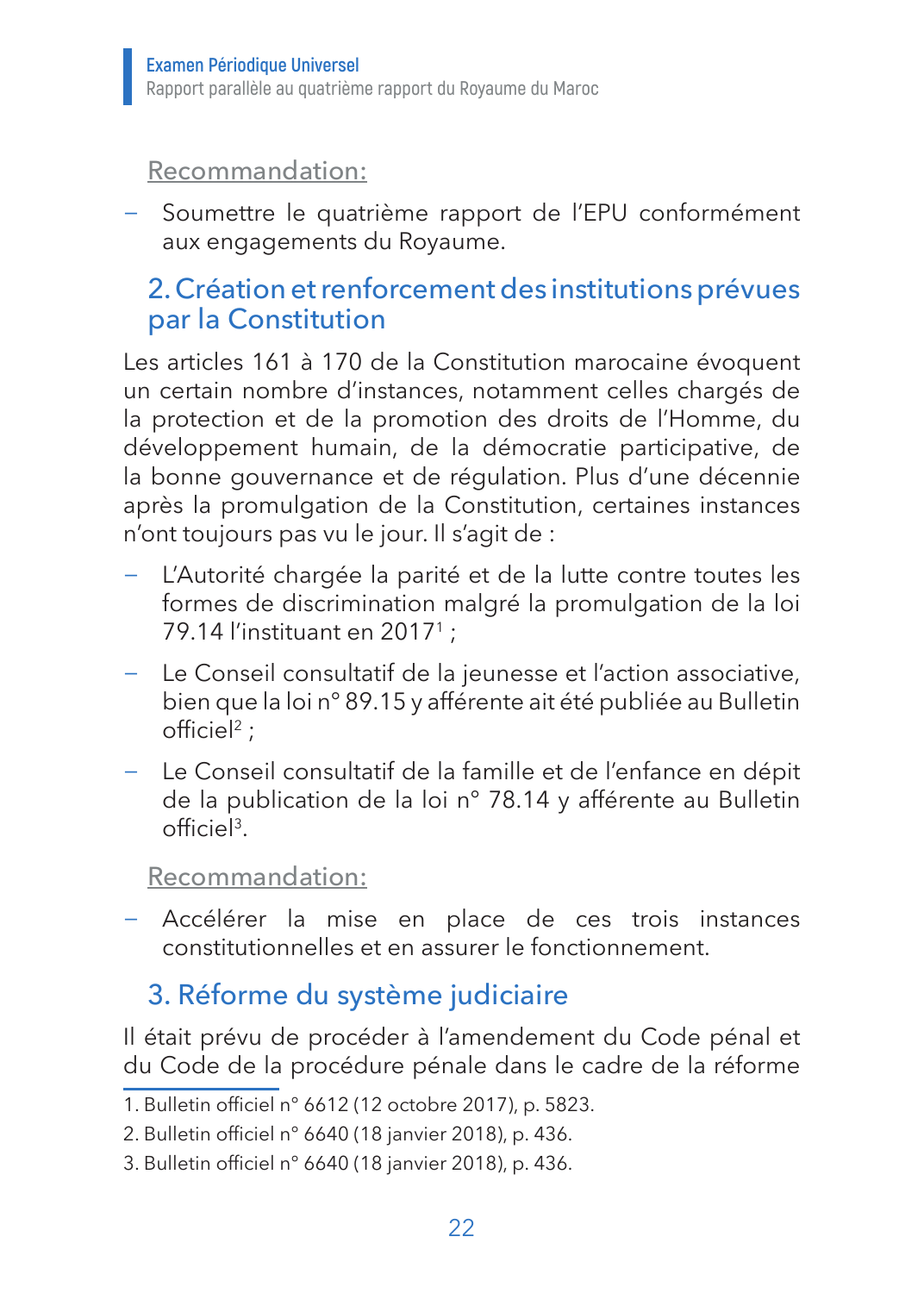Recommandation:

- Soumettre le quatrième rapport de l'EPU conformément aux engagements du Royaume.

## 2. Création et renforcement des institutions prévues par la Constitution

Les articles 161 à 170 de la Constitution marocaine évoquent un certain nombre d'instances, notamment celles chargés de la protection et de la promotion des droits de l'Homme, du développement humain, de la démocratie participative, de la bonne gouvernance et de régulation. Plus d'une décennie après la promulgation de la Constitution, certaines instances n'ont toujours pas vu le jour. Il s'agit de :

- L'Autorité chargée la parité et de la lutte contre toutes les formes de discrimination malgré la promulgation de la loi 79.14 l'instituant en 2017[1] ;
- Le Conseil consultatif de la jeunesse et l'action associative, bien que la loi n° 89.15 y afférente ait été publiée au Bulletin officiel[2] ;
- Le Conseil consultatif de la famille et de l'enfance en dépit de la publication de la loi n° 78.14 y afférente au Bulletin officiel[3].

Recommandation:

- Accélérer la mise en place de ces trois instances constitutionnelles et en assurer le fonctionnement.

## 3. Réforme du système judiciaire

Il était prévu de procéder à l'amendement du Code pénal et du Code de la procédure pénale dans le cadre de la réforme

1. Bulletin officiel n° 6612 (12 octobre 2017), p. 5823.
2. Bulletin officiel n° 6640 (18 janvier 2018), p. 436.
3. Bulletin officiel n° 6640 (18 janvier 2018), p. 436.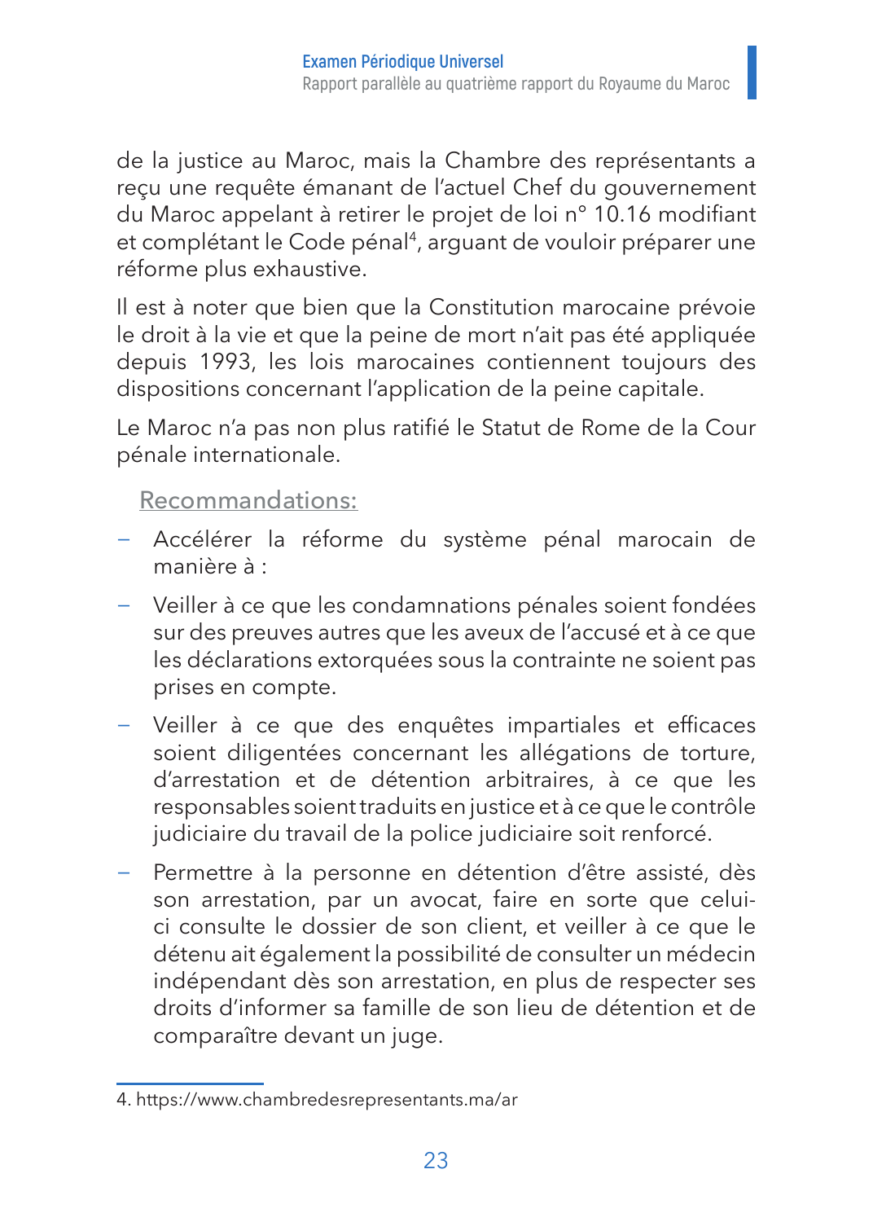de la justice au Maroc, mais la Chambre des représentants a reçu une requête émanant de l'actuel Chef du gouvernement du Maroc appelant à retirer le projet de loi n° 10.16 modifiant et complétant le Code pénal[4], arguant de vouloir préparer une réforme plus exhaustive.

Il est à noter que bien que la Constitution marocaine prévoie le droit à la vie et que la peine de mort n'ait pas été appliquée depuis 1993, les lois marocaines contiennent toujours des dispositions concernant l'application de la peine capitale.

Le Maroc n'a pas non plus ratifié le Statut de Rome de la Cour pénale internationale.

Recommandations:

- Accélérer la réforme du système pénal marocain de manière à :
- Veiller à ce que les condamnations pénales soient fondées sur des preuves autres que les aveux de l'accusé et à ce que les déclarations extorquées sous la contrainte ne soient pas prises en compte.
- Veiller à ce que des enquêtes impartiales et efficaces soient diligentées concernant les allégations de torture, d'arrestation et de détention arbitraires, à ce que les responsables soient traduits en justice et à ce que le contrôle judiciaire du travail de la police judiciaire soit renforcé.
- Permettre à la personne en détention d'être assisté, dès son arrestation, par un avocat, faire en sorte que celui-ci consulte le dossier de son client, et veiller à ce que le détenu ait également la possibilité de consulter un médecin indépendant dès son arrestation, en plus de respecter ses droits d'informer sa famille de son lieu de détention et de comparaître devant un juge.

4. https://www.chambredesrepresentants.ma/ar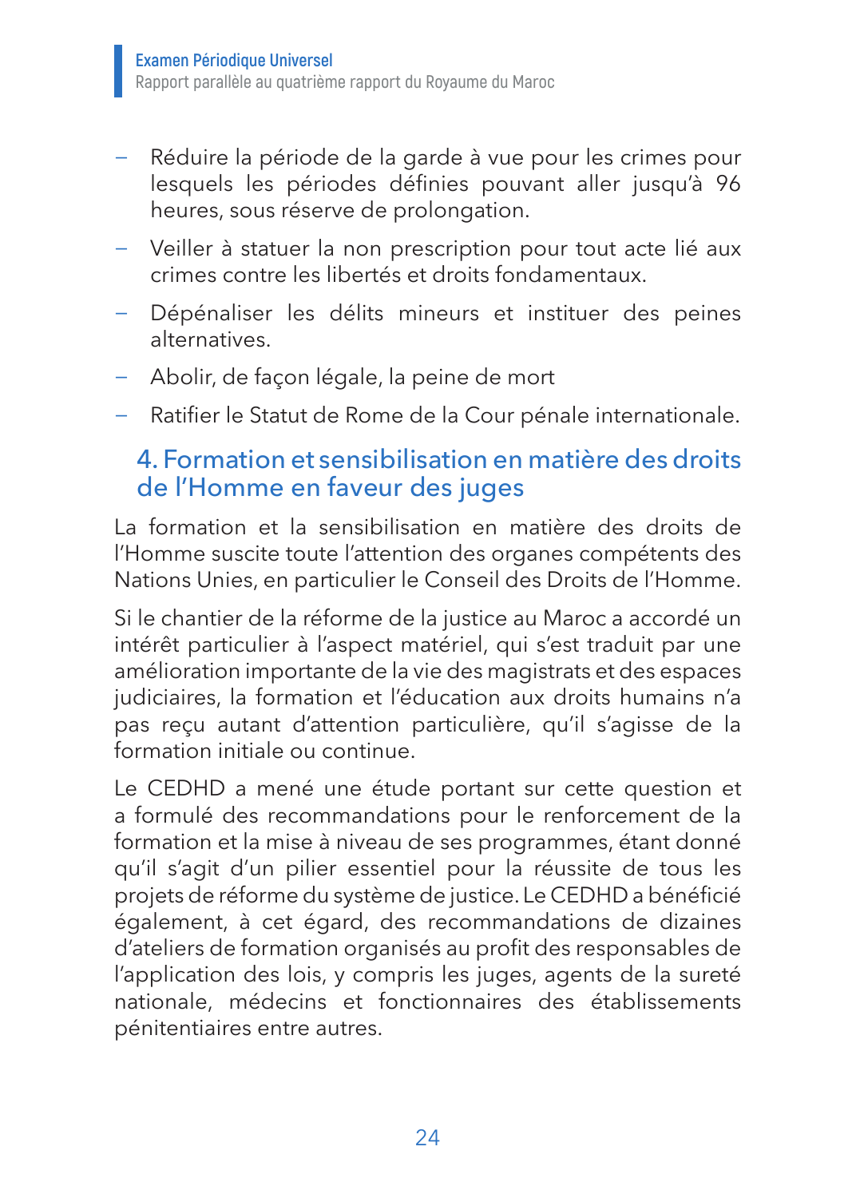- Réduire la période de la garde à vue pour les crimes pour lesquels les périodes définies pouvant aller jusqu'à 96 heures, sous réserve de prolongation.
- Veiller à statuer la non prescription pour tout acte lié aux crimes contre les libertés et droits fondamentaux.
- Dépénaliser les délits mineurs et instituer des peines alternatives.
- Abolir, de façon légale, la peine de mort
- Ratifier le Statut de Rome de la Cour pénale internationale.

## 4. Formation et sensibilisation en matière des droits de l'Homme en faveur des juges

La formation et la sensibilisation en matière des droits de l'Homme suscite toute l'attention des organes compétents des Nations Unies, en particulier le Conseil des Droits de l'Homme.

Si le chantier de la réforme de la justice au Maroc a accordé un intérêt particulier à l'aspect matériel, qui s'est traduit par une amélioration importante de la vie des magistrats et des espaces judiciaires, la formation et l'éducation aux droits humains n'a pas reçu autant d'attention particulière, qu'il s'agisse de la formation initiale ou continue.

Le CEDHD a mené une étude portant sur cette question et a formulé des recommandations pour le renforcement de la formation et la mise à niveau de ses programmes, étant donné qu'il s'agit d'un pilier essentiel pour la réussite de tous les projets de réforme du système de justice. Le CEDHD a bénéficié également, à cet égard, des recommandations de dizaines d'ateliers de formation organisés au profit des responsables de l'application des lois, y compris les juges, agents de la sureté nationale, médecins et fonctionnaires des établissements pénitentiaires entre autres.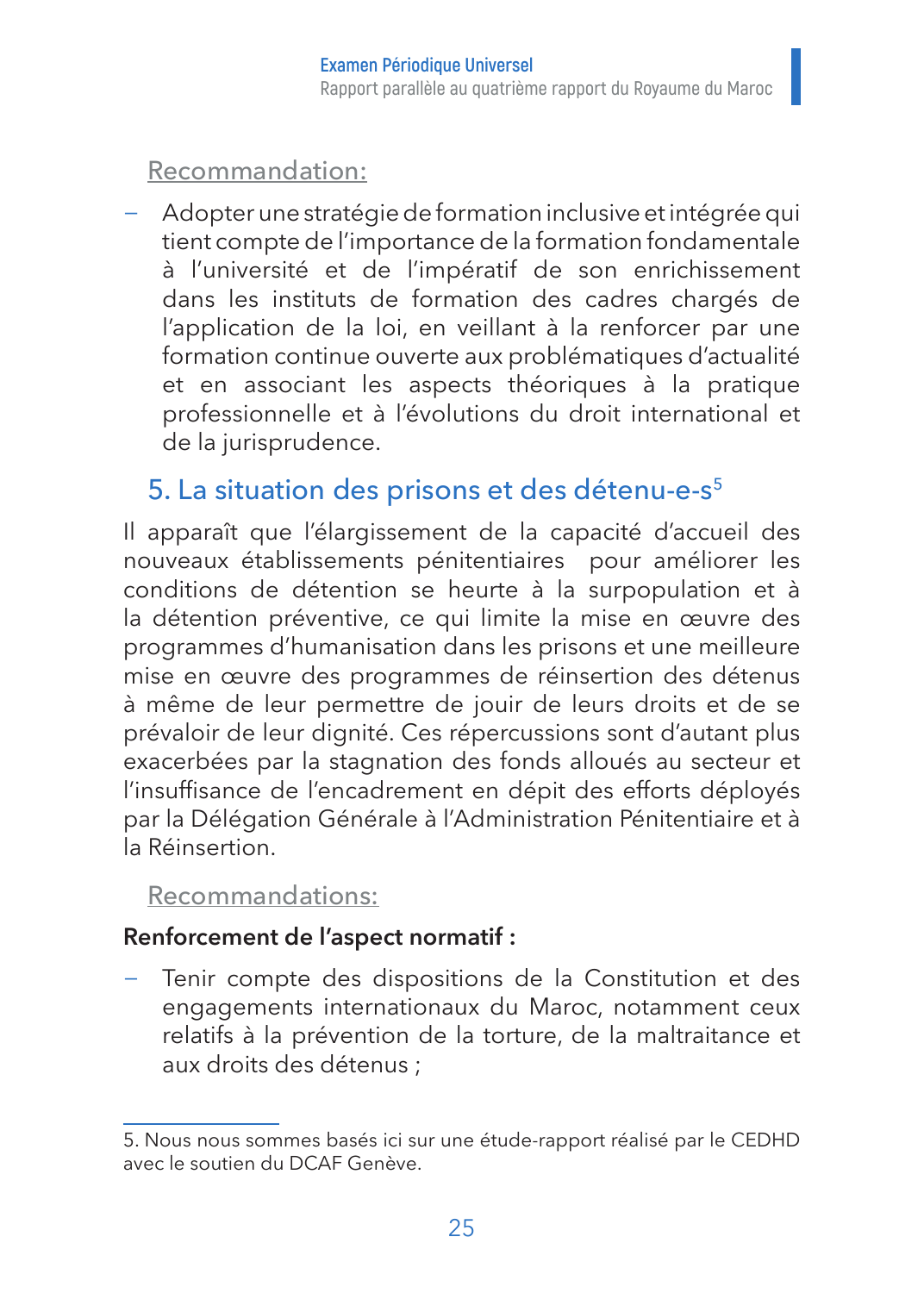Recommandation:

- Adopter une stratégie de formation inclusive et intégrée qui tient compte de l'importance de la formation fondamentale à l'université et de l'impératif de son enrichissement dans les instituts de formation des cadres chargés de l'application de la loi, en veillant à la renforcer par une formation continue ouverte aux problématiques d'actualité et en associant les aspects théoriques à la pratique professionnelle et à l'évolutions du droit international et de la jurisprudence.

## 5. La situation des prisons et des détenu-e-s[5]

Il apparaît que l'élargissement de la capacité d'accueil des nouveaux établissements pénitentiaires pour améliorer les conditions de détention se heurte à la surpopulation et à la détention préventive, ce qui limite la mise en œuvre des programmes d'humanisation dans les prisons et une meilleure mise en œuvre des programmes de réinsertion des détenus à même de leur permettre de jouir de leurs droits et de se prévaloir de leur dignité. Ces répercussions sont d'autant plus exacerbées par la stagnation des fonds alloués au secteur et l'insuffisance de l'encadrement en dépit des efforts déployés par la Délégation Générale à l'Administration Pénitentiaire et à la Réinsertion.

Recommandations:

**Renforcement de l'aspect normatif :**

- Tenir compte des dispositions de la Constitution et des engagements internationaux du Maroc, notamment ceux relatifs à la prévention de la torture, de la maltraitance et aux droits des détenus ;

---

5. Nous nous sommes basés ici sur une étude-rapport réalisé par le CEDHD avec le soutien du DCAF Genève.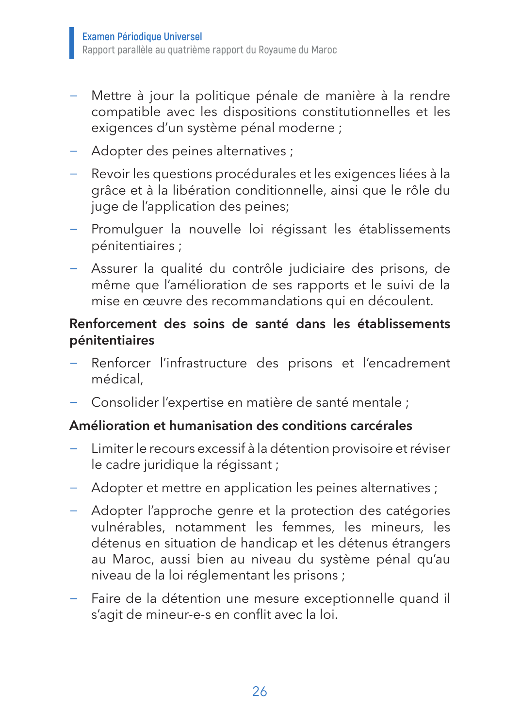- Mettre à jour la politique pénale de manière à la rendre compatible avec les dispositions constitutionnelles et les exigences d'un système pénal moderne ;
- Adopter des peines alternatives ;
- Revoir les questions procédurales et les exigences liées à la grâce et à la libération conditionnelle, ainsi que le rôle du juge de l'application des peines;
- Promulguer la nouvelle loi régissant les établissements pénitentiaires ;
- Assurer la qualité du contrôle judiciaire des prisons, de même que l'amélioration de ses rapports et le suivi de la mise en œuvre des recommandations qui en découlent.

**Renforcement des soins de santé dans les établissements pénitentiaires**

- Renforcer l'infrastructure des prisons et l'encadrement médical,
- Consolider l'expertise en matière de santé mentale ;

**Amélioration et humanisation des conditions carcérales**

- Limiter le recours excessif à la détention provisoire et réviser le cadre juridique la régissant ;
- Adopter et mettre en application les peines alternatives ;
- Adopter l'approche genre et la protection des catégories vulnérables, notamment les femmes, les mineurs, les détenus en situation de handicap et les détenus étrangers au Maroc, aussi bien au niveau du système pénal qu'au niveau de la loi réglementant les prisons ;
- Faire de la détention une mesure exceptionnelle quand il s'agit de mineur-e-s en conflit avec la loi.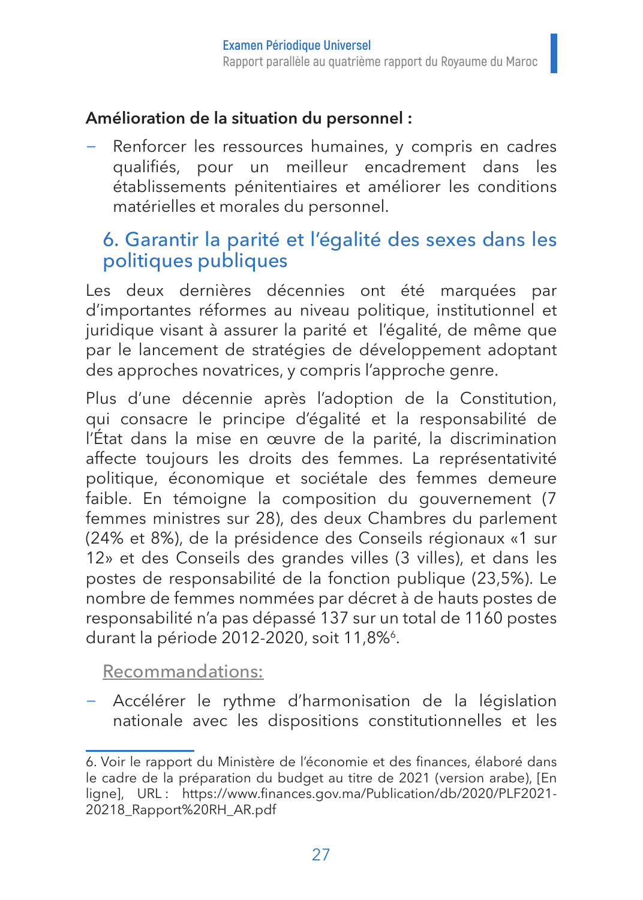**Amélioration de la situation du personnel :**

- Renforcer les ressources humaines, y compris en cadres qualifiés, pour un meilleur encadrement dans les établissements pénitentiaires et améliorer les conditions matérielles et morales du personnel.

## 6. Garantir la parité et l'égalité des sexes dans les politiques publiques

Les deux dernières décennies ont été marquées par d'importantes réformes au niveau politique, institutionnel et juridique visant à assurer la parité et l'égalité, de même que par le lancement de stratégies de développement adoptant des approches novatrices, y compris l'approche genre.

Plus d'une décennie après l'adoption de la Constitution, qui consacre le principe d'égalité et la responsabilité de l'État dans la mise en œuvre de la parité, la discrimination affecte toujours les droits des femmes. La représentativité politique, économique et sociétale des femmes demeure faible. En témoigne la composition du gouvernement (7 femmes ministres sur 28), des deux Chambres du parlement (24% et 8%), de la présidence des Conseils régionaux «1 sur 12» et des Conseils des grandes villes (3 villes), et dans les postes de responsabilité de la fonction publique (23,5%). Le nombre de femmes nommées par décret à de hauts postes de responsabilité n'a pas dépassé 137 sur un total de 1160 postes durant la période 2012-2020, soit 11,8%[6].

Recommandations:

- Accélérer le rythme d'harmonisation de la législation nationale avec les dispositions constitutionnelles et les

6. Voir le rapport du Ministère de l'économie et des finances, élaboré dans le cadre de la préparation du budget au titre de 2021 (version arabe), [En ligne], URL : https://www.finances.gov.ma/Publication/db/2020/PLF2021-20218_Rapport%20RH_AR.pdf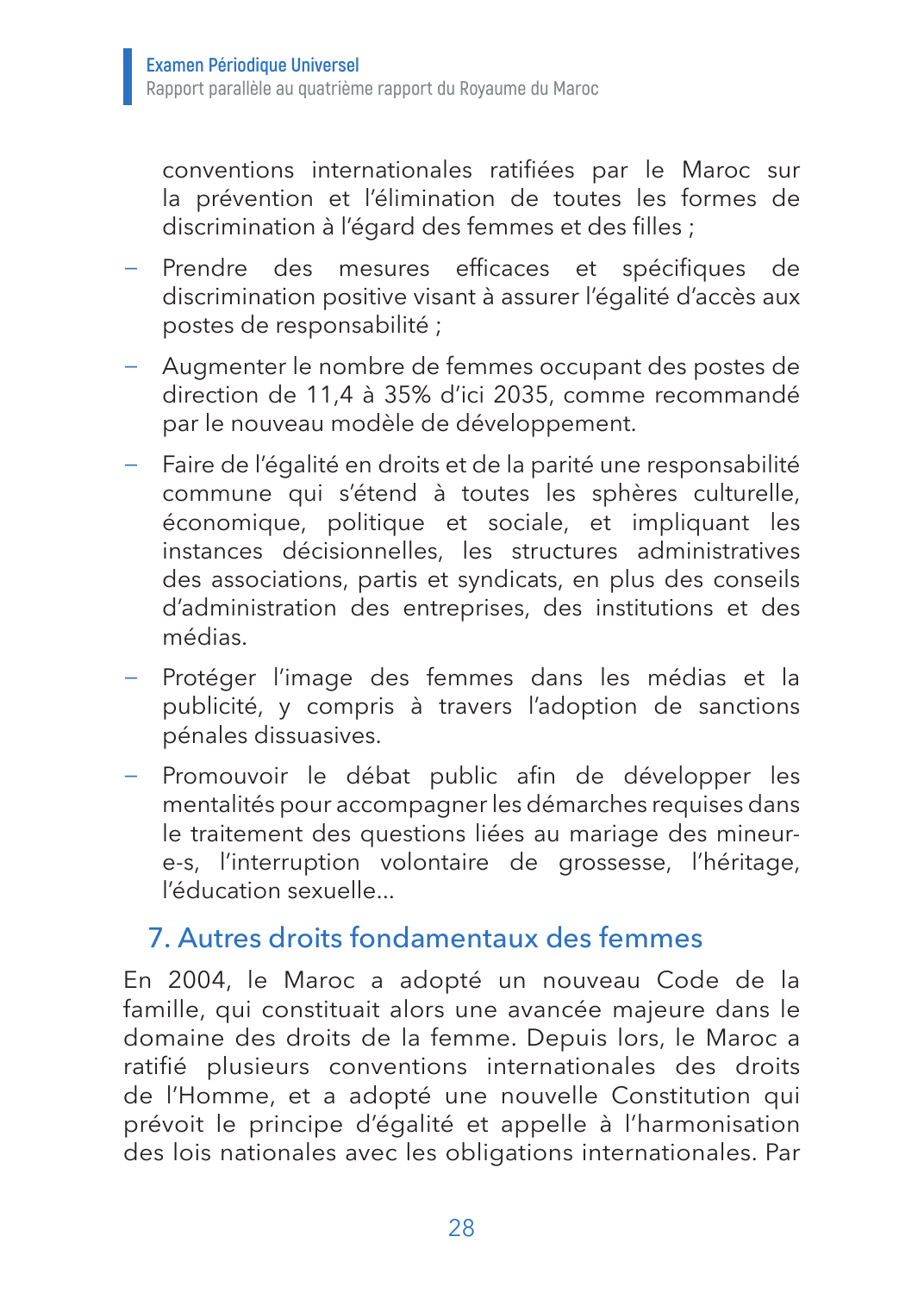conventions internationales ratifiées par le Maroc sur la prévention et l'élimination de toutes les formes de discrimination à l'égard des femmes et des filles ;

- Prendre des mesures efficaces et spécifiques de discrimination positive visant à assurer l'égalité d'accès aux postes de responsabilité ;
- Augmenter le nombre de femmes occupant des postes de direction de 11,4 à 35% d'ici 2035, comme recommandé par le nouveau modèle de développement.
- Faire de l'égalité en droits et de la parité une responsabilité commune qui s'étend à toutes les sphères culturelle, économique, politique et sociale, et impliquant les instances décisionnelles, les structures administratives des associations, partis et syndicats, en plus des conseils d'administration des entreprises, des institutions et des médias.
- Protéger l'image des femmes dans les médias et la publicité, y compris à travers l'adoption de sanctions pénales dissuasives.
- Promouvoir le débat public afin de développer les mentalités pour accompagner les démarches requises dans le traitement des questions liées au mariage des mineur-e-s, l'interruption volontaire de grossesse, l'héritage, l'éducation sexuelle…

## 7. Autres droits fondamentaux des femmes

En 2004, le Maroc a adopté un nouveau Code de la famille, qui constituait alors une avancée majeure dans le domaine des droits de la femme. Depuis lors, le Maroc a ratifié plusieurs conventions internationales des droits de l'Homme, et a adopté une nouvelle Constitution qui prévoit le principe d'égalité et appelle à l'harmonisation des lois nationales avec les obligations internationales. Par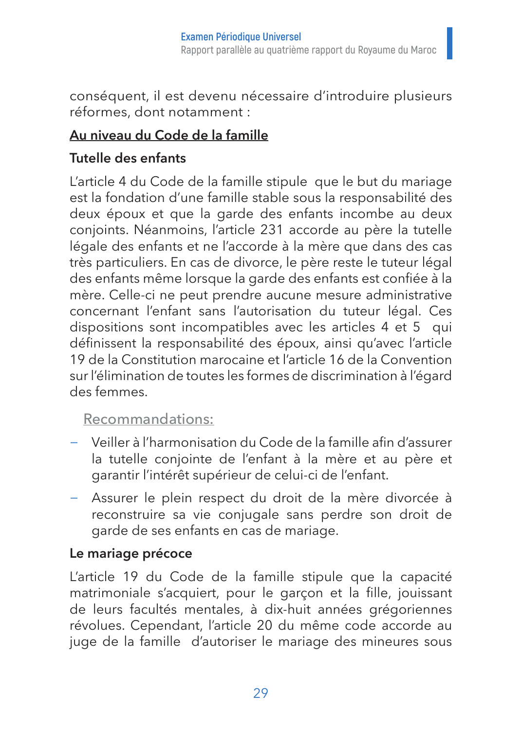conséquent, il est devenu nécessaire d'introduire plusieurs réformes, dont notamment :

## Au niveau du Code de la famille

### Tutelle des enfants

L'article 4 du Code de la famille stipule que le but du mariage est la fondation d'une famille stable sous la responsabilité des deux époux et que la garde des enfants incombe au deux conjoints. Néanmoins, l'article 231 accorde au père la tutelle légale des enfants et ne l'accorde à la mère que dans des cas très particuliers. En cas de divorce, le père reste le tuteur légal des enfants même lorsque la garde des enfants est confiée à la mère. Celle-ci ne peut prendre aucune mesure administrative concernant l'enfant sans l'autorisation du tuteur légal. Ces dispositions sont incompatibles avec les articles 4 et 5 qui définissent la responsabilité des époux, ainsi qu'avec l'article 19 de la Constitution marocaine et l'article 16 de la Convention sur l'élimination de toutes les formes de discrimination à l'égard des femmes.

Recommandations:

- Veiller à l'harmonisation du Code de la famille afin d'assurer la tutelle conjointe de l'enfant à la mère et au père et garantir l'intérêt supérieur de celui-ci de l'enfant.
- Assurer le plein respect du droit de la mère divorcée à reconstruire sa vie conjugale sans perdre son droit de garde de ses enfants en cas de mariage.

### Le mariage précoce

L'article 19 du Code de la famille stipule que la capacité matrimoniale s'acquiert, pour le garçon et la fille, jouissant de leurs facultés mentales, à dix-huit années grégoriennes révolues. Cependant, l'article 20 du même code accorde au juge de la famille d'autoriser le mariage des mineures sous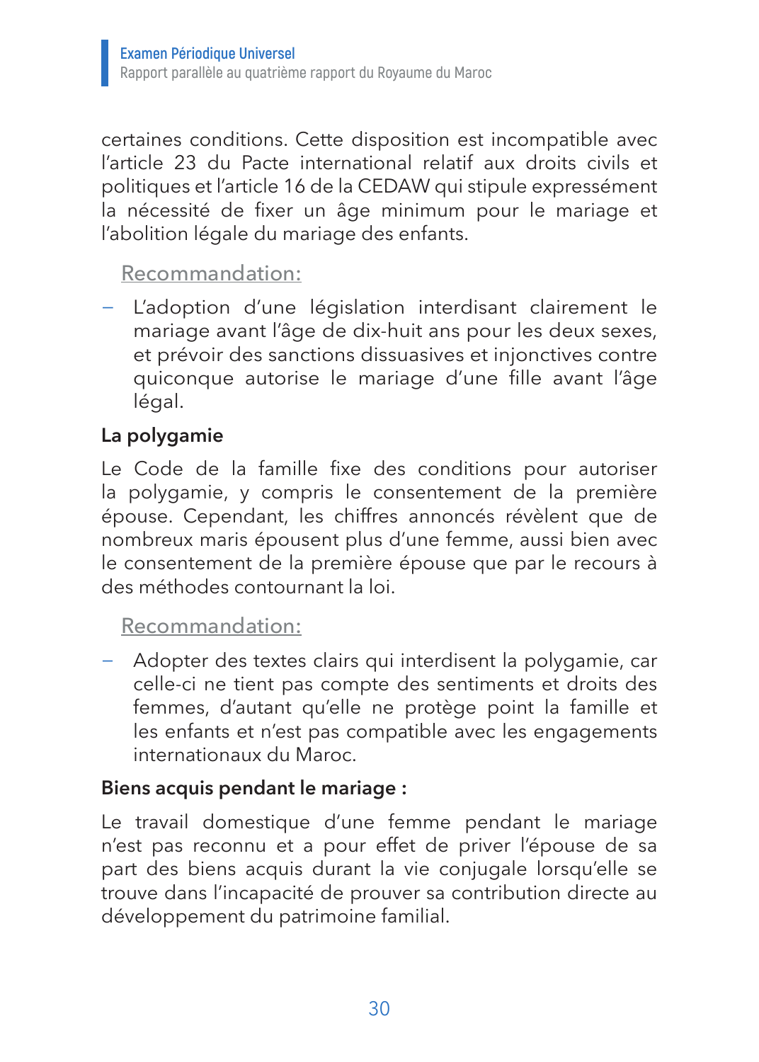certaines conditions. Cette disposition est incompatible avec l'article 23 du Pacte international relatif aux droits civils et politiques et l'article 16 de la CEDAW qui stipule expressément la nécessité de fixer un âge minimum pour le mariage et l'abolition légale du mariage des enfants.

Recommandation:

- L'adoption d'une législation interdisant clairement le mariage avant l'âge de dix-huit ans pour les deux sexes, et prévoir des sanctions dissuasives et injonctives contre quiconque autorise le mariage d'une fille avant l'âge légal.

**La polygamie**

Le Code de la famille fixe des conditions pour autoriser la polygamie, y compris le consentement de la première épouse. Cependant, les chiffres annoncés révèlent que de nombreux maris épousent plus d'une femme, aussi bien avec le consentement de la première épouse que par le recours à des méthodes contournant la loi.

Recommandation:

- Adopter des textes clairs qui interdisent la polygamie, car celle-ci ne tient pas compte des sentiments et droits des femmes, d'autant qu'elle ne protège point la famille et les enfants et n'est pas compatible avec les engagements internationaux du Maroc.

**Biens acquis pendant le mariage :**

Le travail domestique d'une femme pendant le mariage n'est pas reconnu et a pour effet de priver l'épouse de sa part des biens acquis durant la vie conjugale lorsqu'elle se trouve dans l'incapacité de prouver sa contribution directe au développement du patrimoine familial.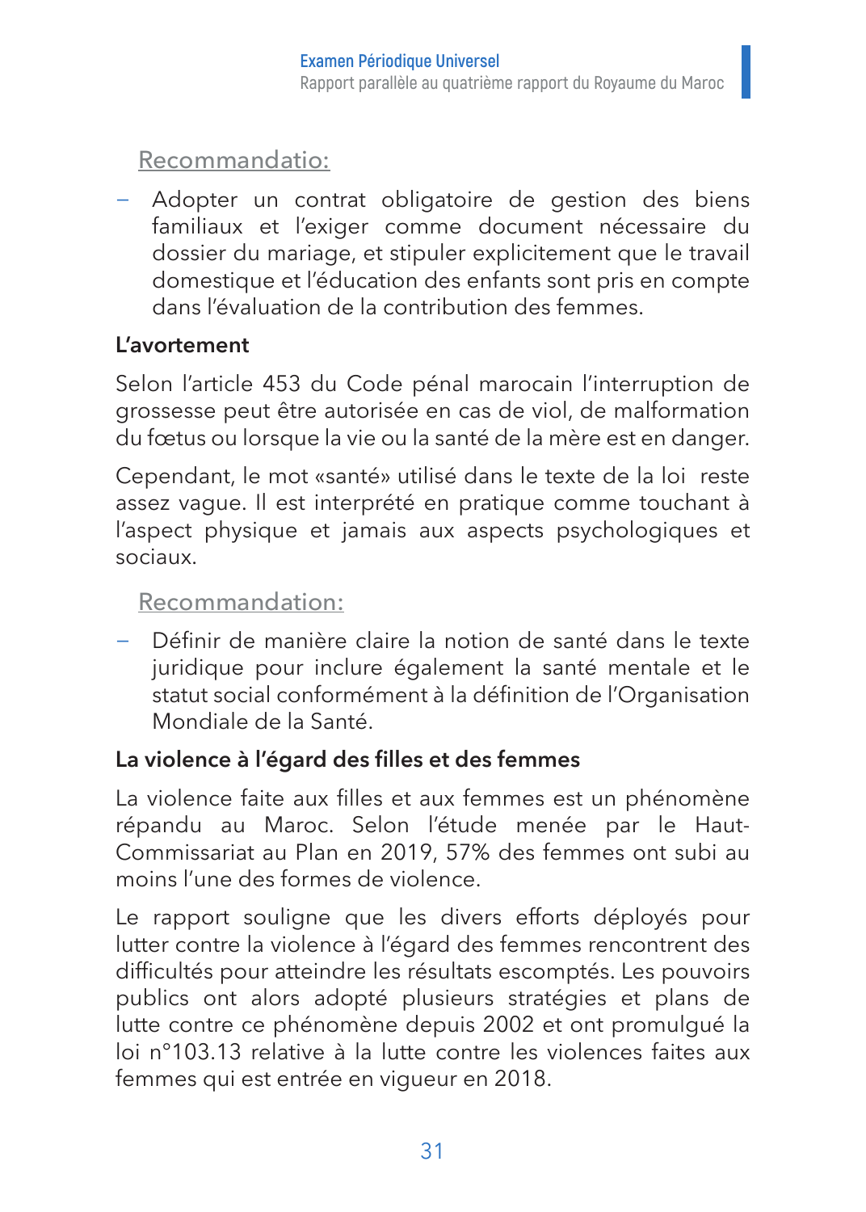Recommandatio:

- Adopter un contrat obligatoire de gestion des biens familiaux et l'exiger comme document nécessaire du dossier du mariage, et stipuler explicitement que le travail domestique et l'éducation des enfants sont pris en compte dans l'évaluation de la contribution des femmes.

**L'avortement**

Selon l'article 453 du Code pénal marocain l'interruption de grossesse peut être autorisée en cas de viol, de malformation du fœtus ou lorsque la vie ou la santé de la mère est en danger.

Cependant, le mot «santé» utilisé dans le texte de la loi reste assez vague. Il est interprété en pratique comme touchant à l'aspect physique et jamais aux aspects psychologiques et sociaux.

Recommandation:

- Définir de manière claire la notion de santé dans le texte juridique pour inclure également la santé mentale et le statut social conformément à la définition de l'Organisation Mondiale de la Santé.

**La violence à l'égard des filles et des femmes**

La violence faite aux filles et aux femmes est un phénomène répandu au Maroc. Selon l'étude menée par le Haut-Commissariat au Plan en 2019, 57% des femmes ont subi au moins l'une des formes de violence.

Le rapport souligne que les divers efforts déployés pour lutter contre la violence à l'égard des femmes rencontrent des difficultés pour atteindre les résultats escomptés. Les pouvoirs publics ont alors adopté plusieurs stratégies et plans de lutte contre ce phénomène depuis 2002 et ont promulgué la loi n°103.13 relative à la lutte contre les violences faites aux femmes qui est entrée en vigueur en 2018.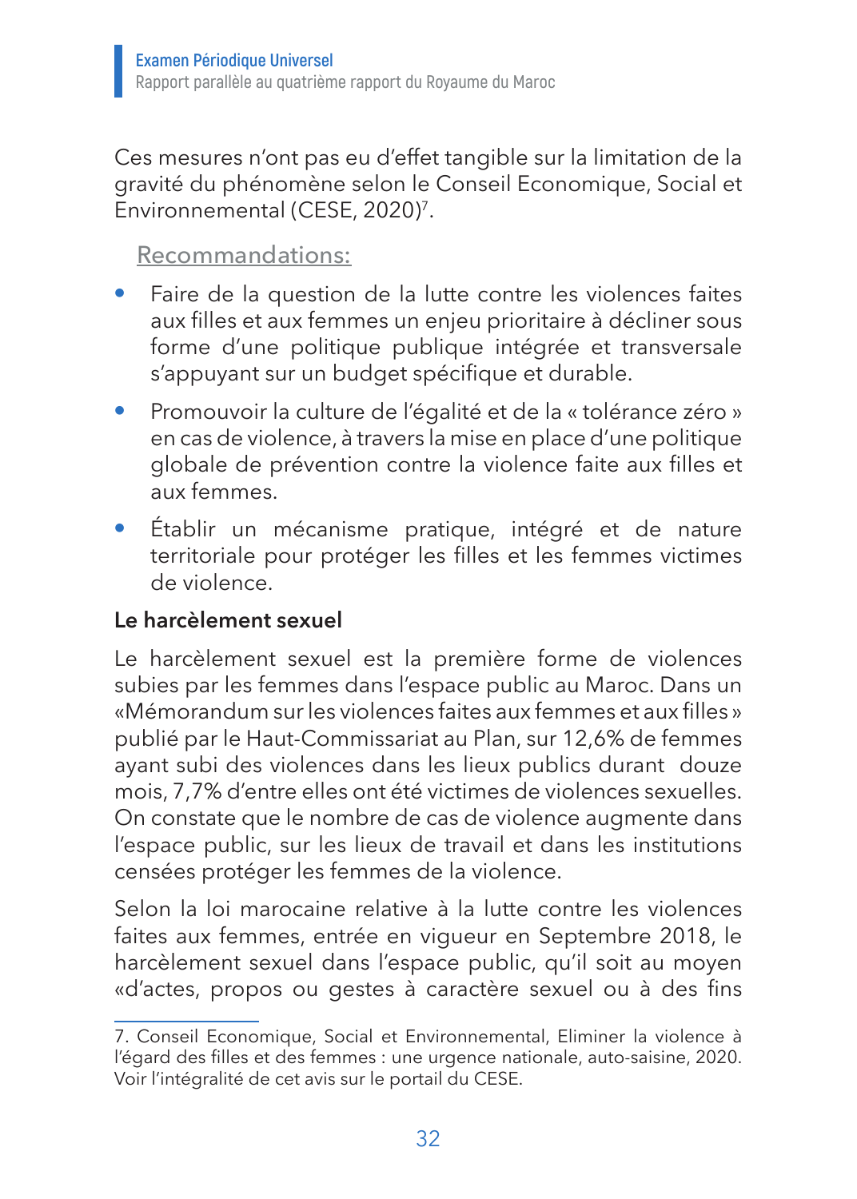Ces mesures n'ont pas eu d'effet tangible sur la limitation de la gravité du phénomène selon le Conseil Economique, Social et Environnemental (CESE, 2020)[7].

Recommandations:

- Faire de la question de la lutte contre les violences faites aux filles et aux femmes un enjeu prioritaire à décliner sous forme d'une politique publique intégrée et transversale s'appuyant sur un budget spécifique et durable.
- Promouvoir la culture de l'égalité et de la « tolérance zéro » en cas de violence, à travers la mise en place d'une politique globale de prévention contre la violence faite aux filles et aux femmes.
- Établir un mécanisme pratique, intégré et de nature territoriale pour protéger les filles et les femmes victimes de violence.

### Le harcèlement sexuel

Le harcèlement sexuel est la première forme de violences subies par les femmes dans l'espace public au Maroc. Dans un «Mémorandum sur les violences faites aux femmes et aux filles» publié par le Haut-Commissariat au Plan, sur 12,6% de femmes ayant subi des violences dans les lieux publics durant douze mois, 7,7% d'entre elles ont été victimes de violences sexuelles. On constate que le nombre de cas de violence augmente dans l'espace public, sur les lieux de travail et dans les institutions censées protéger les femmes de la violence.

Selon la loi marocaine relative à la lutte contre les violences faites aux femmes, entrée en vigueur en Septembre 2018, le harcèlement sexuel dans l'espace public, qu'il soit au moyen «d'actes, propos ou gestes à caractère sexuel ou à des fins

---

7. Conseil Economique, Social et Environnemental, Eliminer la violence à l'égard des filles et des femmes : une urgence nationale, auto-saisine, 2020. Voir l'intégralité de cet avis sur le portail du CESE.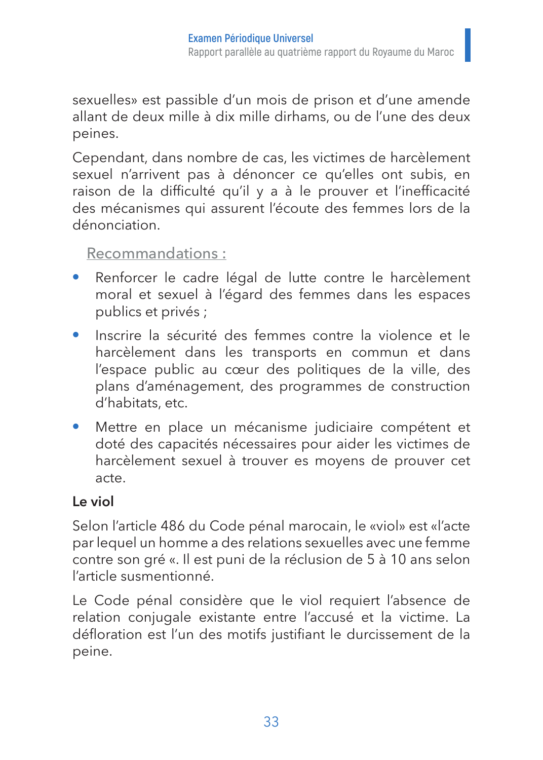sexuelles» est passible d'un mois de prison et d'une amende allant de deux mille à dix mille dirhams, ou de l'une des deux peines.

Cependant, dans nombre de cas, les victimes de harcèlement sexuel n'arrivent pas à dénoncer ce qu'elles ont subis, en raison de la difficulté qu'il y a à le prouver et l'inefficacité des mécanismes qui assurent l'écoute des femmes lors de la dénonciation.

Recommandations :

- Renforcer le cadre légal de lutte contre le harcèlement moral et sexuel à l'égard des femmes dans les espaces publics et privés ;
- Inscrire la sécurité des femmes contre la violence et le harcèlement dans les transports en commun et dans l'espace public au cœur des politiques de la ville, des plans d'aménagement, des programmes de construction d'habitats, etc.
- Mettre en place un mécanisme judiciaire compétent et doté des capacités nécessaires pour aider les victimes de harcèlement sexuel à trouver es moyens de prouver cet acte.

### Le viol

Selon l'article 486 du Code pénal marocain, le «viol» est «l'acte par lequel un homme a des relations sexuelles avec une femme contre son gré «. Il est puni de la réclusion de 5 à 10 ans selon l'article susmentionné.

Le Code pénal considère que le viol requiert l'absence de relation conjugale existante entre l'accusé et la victime. La défloration est l'un des motifs justifiant le durcissement de la peine.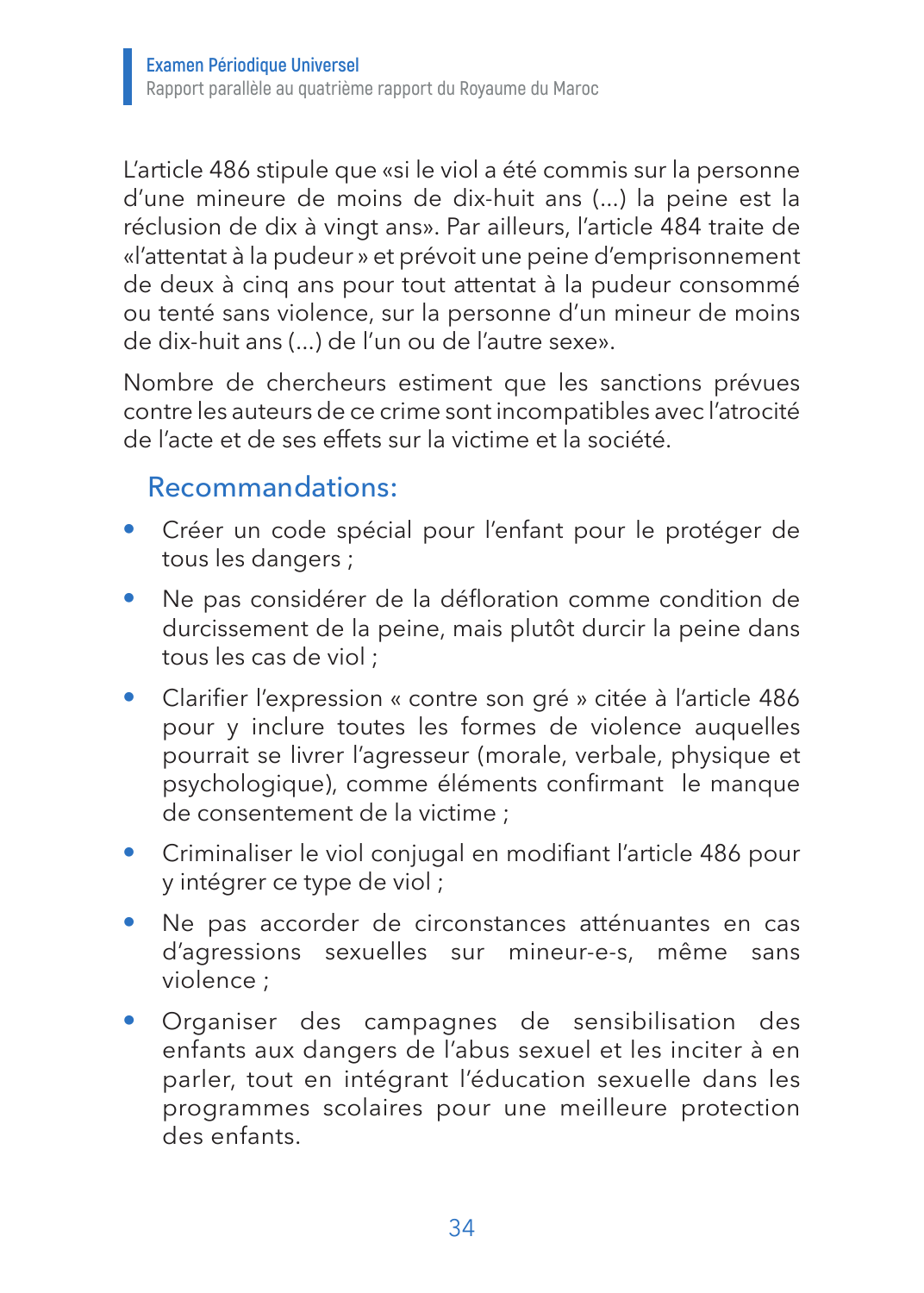L'article 486 stipule que «si le viol a été commis sur la personne d'une mineure de moins de dix-huit ans (...) la peine est la réclusion de dix à vingt ans». Par ailleurs, l'article 484 traite de «l'attentat à la pudeur » et prévoit une peine d'emprisonnement de deux à cinq ans pour tout attentat à la pudeur consommé ou tenté sans violence, sur la personne d'un mineur de moins de dix-huit ans (...) de l'un ou de l'autre sexe».

Nombre de chercheurs estiment que les sanctions prévues contre les auteurs de ce crime sont incompatibles avec l'atrocité de l'acte et de ses effets sur la victime et la société.

## Recommandations:

- Créer un code spécial pour l'enfant pour le protéger de tous les dangers ;
- Ne pas considérer de la défloration comme condition de durcissement de la peine, mais plutôt durcir la peine dans tous les cas de viol ;
- Clarifier l'expression « contre son gré » citée à l'article 486 pour y inclure toutes les formes de violence auxquelles pourrait se livrer l'agresseur (morale, verbale, physique et psychologique), comme éléments confirmant le manque de consentement de la victime ;
- Criminaliser le viol conjugal en modifiant l'article 486 pour y intégrer ce type de viol ;
- Ne pas accorder de circonstances atténuantes en cas d'agressions sexuelles sur mineur-e-s, même sans violence ;
- Organiser des campagnes de sensibilisation des enfants aux dangers de l'abus sexuel et les inciter à en parler, tout en intégrant l'éducation sexuelle dans les programmes scolaires pour une meilleure protection des enfants.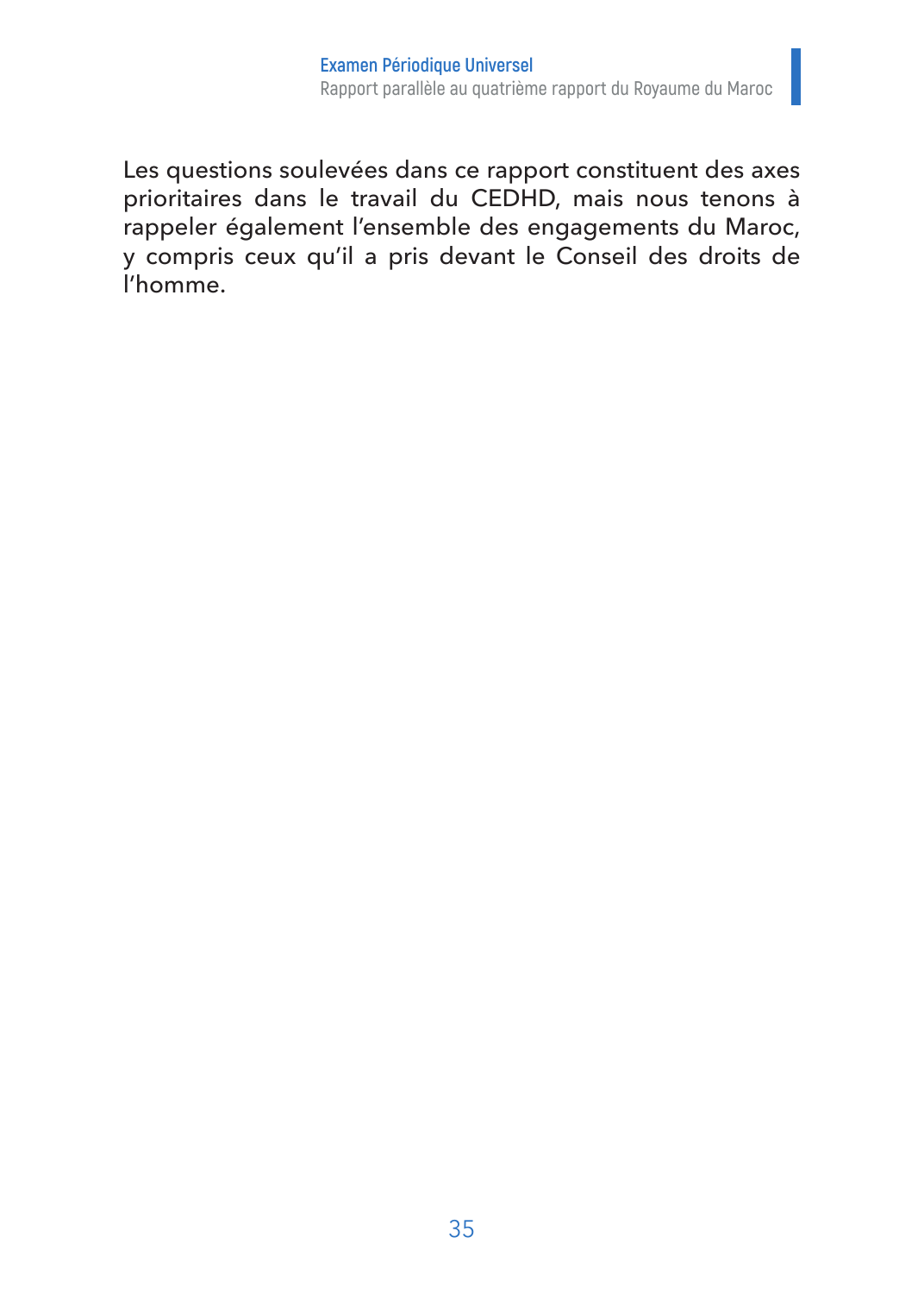Les questions soulevées dans ce rapport constituent des axes prioritaires dans le travail du CEDHD, mais nous tenons à rappeler également l'ensemble des engagements du Maroc, y compris ceux qu'il a pris devant le Conseil des droits de l'homme.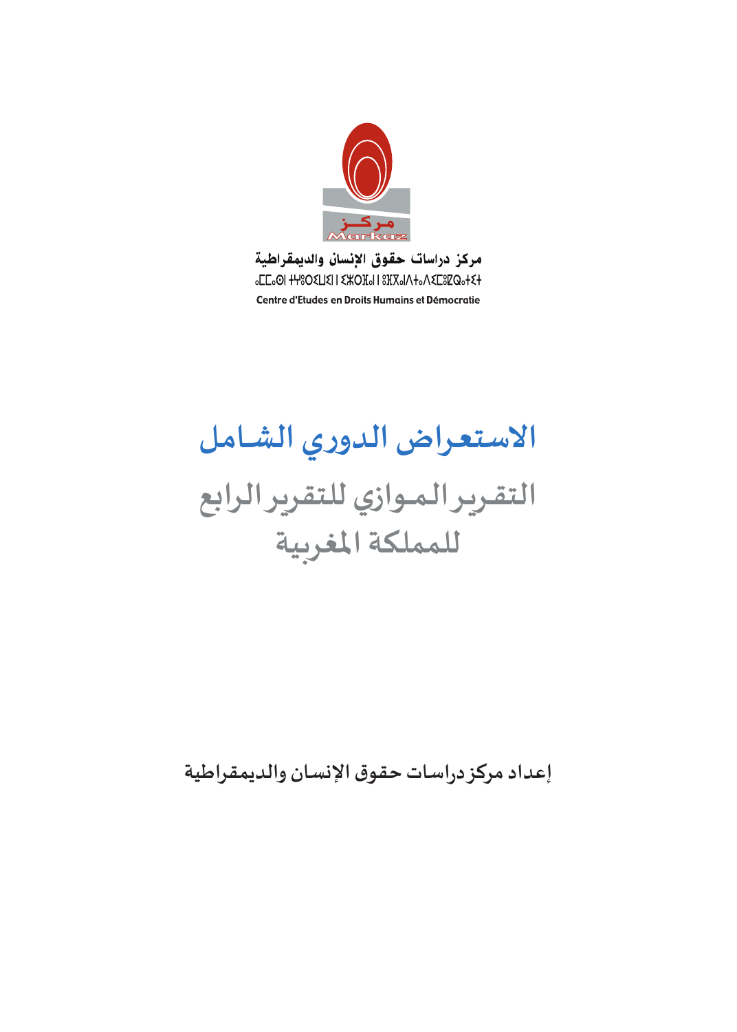مركز دراسات حقوق الإنسان والديمقراطية

ⴰⵎⵎⴰⵙ ⵜⵖⵓⵔⵉⵡⵉⵏ ⵉⵣⵔⴼⴰⵏ ⵓⴼⴳⴰⵏ ⴷ ⵜⴰⴷⵉⵎⵓⵇⵔⴰⵟⵉⵜ

Centre d'Etudes en Droits Humains et Démocratie

# الاستعراض الدوري الشامل

## التقرير الموازي للتقرير الرابع للمملكة المغربية

إعداد مركز دراسات حقوق الإنسان والديمقراطية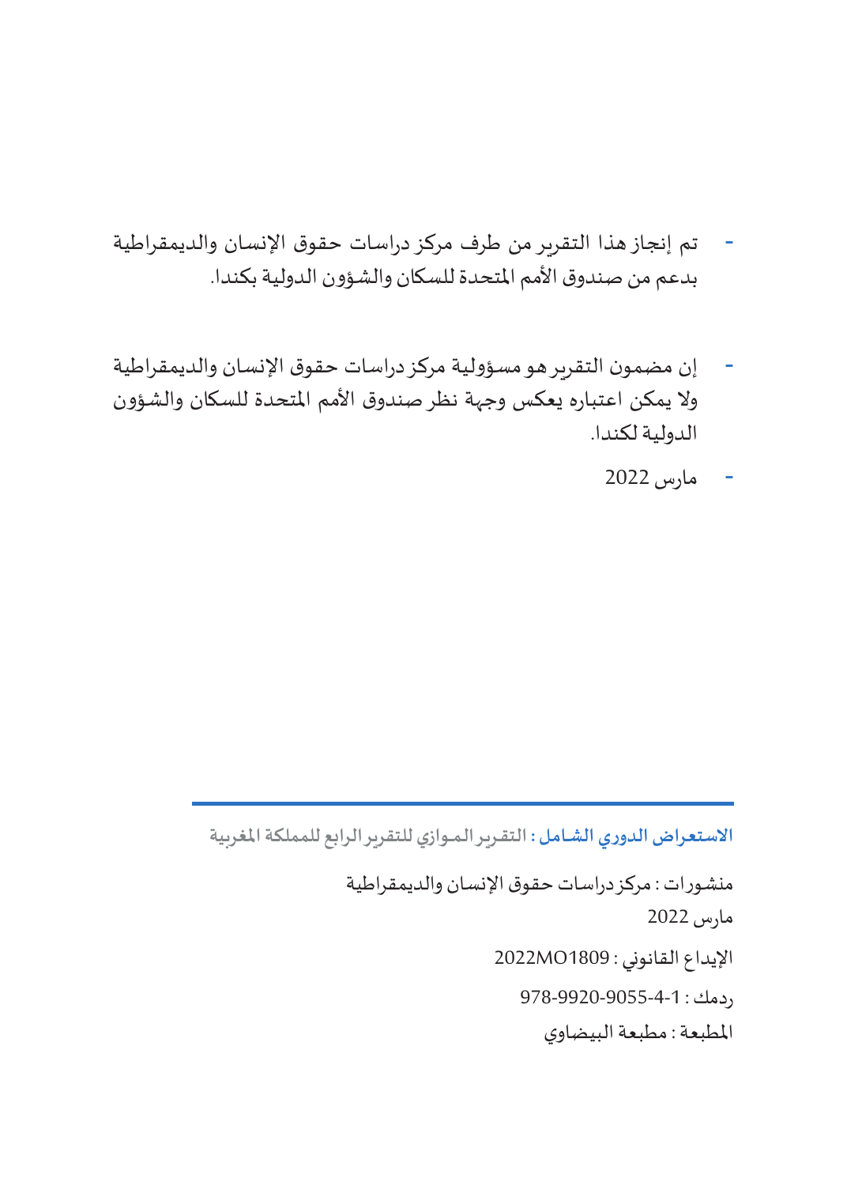- تم إنجاز هذا التقرير من طرف مركز دراسات حقوق الإنسان والديمقراطية بدعم من صندوق الأمم المتحدة للسكان والشؤون الدولية بكندا.

- إن مضمون التقرير هو مسؤولية مركز دراسات حقوق الإنسان والديمقراطية ولا يمكن اعتباره يعكس وجهة نظر صندوق الأمم المتحدة للسكان والشؤون الدولية لكندا.

- مارس 2022

---

**الاستعراض الدوري الشامل** : التقرير الموازي للتقرير الرابع للمملكة المغربية

منشورات : مركز دراسات حقوق الإنسان والديمقراطية

مارس 2022

الإيداع القانوني : 2022MO1809

ردمك : 978-9920-9055-4-1

المطبعة : مطبعة البيضاوي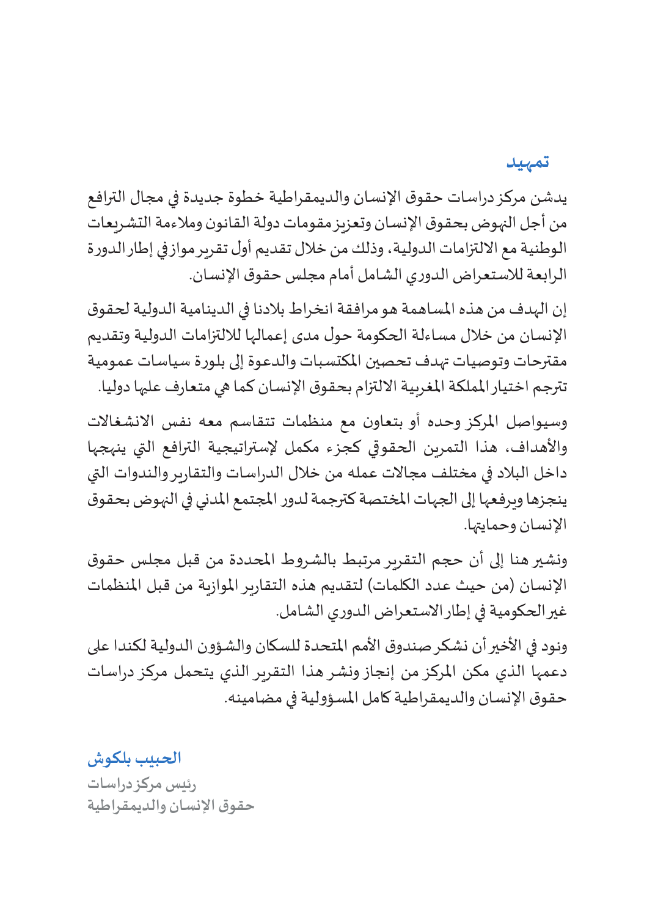## تمهيد

يدشن مركز دراسات حقوق الإنسان والديمقراطية خطوة جديدة في مجال الترافع من أجل النهوض بحقوق الإنسان وتعزيز مقومات دولة القانون وملاءمة التشريعات الوطنية مع الالتزامات الدولية، وذلك من خلال تقديم أول تقرير موازٍ في إطار الدورة الرابعة للاستعراض الدوري الشامل أمام مجلس حقوق الإنسان.

إن الهدف من هذه المساهمة هو مرافقة انخراط بلادنا في الدينامية الدولية لحقوق الإنسان من خلال مساءلة الحكومة حول مدى إعمالها للالتزامات الدولية وتقديم مقترحات وتوصيات تهدف تحصين المكتسبات والدعوة إلى بلورة سياسات عمومية تترجم اختيار المملكة المغربية الالتزام بحقوق الإنسان كما هي متعارف عليها دوليا.

وسيواصل المركز وحده أو بتعاون مع منظمات تتقاسم معه نفس الانشغالات والأهداف، هذا التمرين الحقوقي كجزء مكمل لإستراتيجية الترافع التي ينهجها داخل البلاد في مختلف مجالات عمله من خلال الدراسات والتقارير والندوات التي ينجزها ويرفعها إلى الجهات المختصة كترجمة لدور المجتمع المدني في النهوض بحقوق الإنسان وحمايتها.

ونشير هنا إلى أن حجم التقرير مرتبط بالشروط المحددة من قبل مجلس حقوق الإنسان (من حيث عدد الكلمات) لتقديم هذه التقارير الموازية من قبل المنظمات غير الحكومية في إطار الاستعراض الدوري الشامل.

ونود في الأخير أن نشكر صندوق الأمم المتحدة للسكان والشؤون الدولية لكندا على دعمها الذي مكن المركز من إنجاز ونشر هذا التقرير الذي يتحمل مركز دراسات حقوق الإنسان والديمقراطية كامل المسؤولية في مضامينه.

**الحبيب بلكوش**

رئيس مركز دراسات
حقوق الإنسان والديمقراطية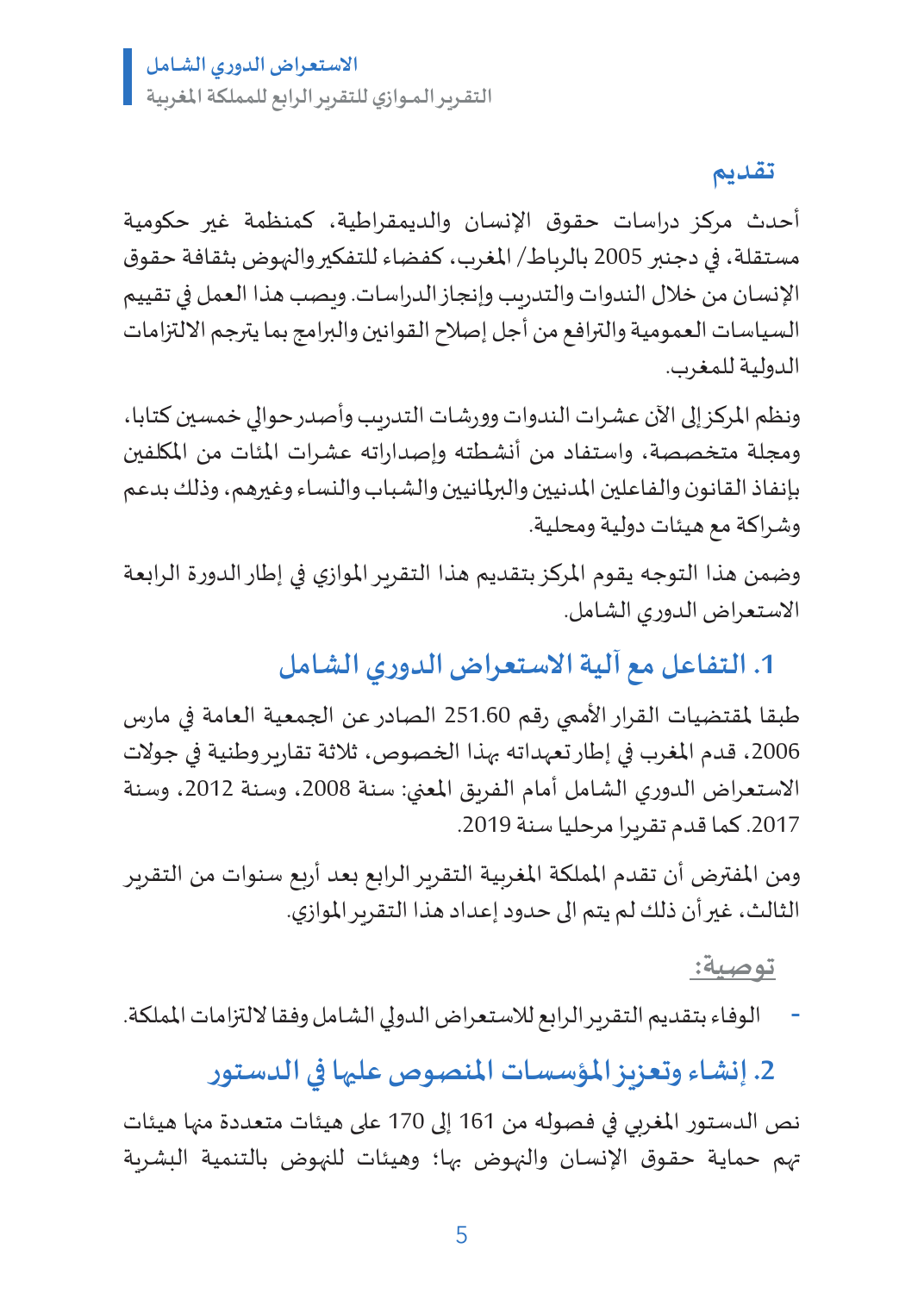## تقديم

أحدث مركز دراسات حقوق الإنسان والديمقراطية، كمنظمة غير حكومية مستقلة، في دجنبر 2005 بالرباط/ المغرب، كفضاء للتفكير والنهوض بثقافة حقوق الإنسان من خلال الندوات والتدريب وإنجاز الدراسات. ويصب هذا العمل في تقييم السياسات العمومية والترافع من أجل إصلاح القوانين والبرامج بما يترجم الالتزامات الدولية للمغرب.

ونظم المركز إلى الآن عشرات الندوات وورشات التدريب وأصدر حوالي خمسين كتابا، ومجلة متخصصة، واستفاد من أنشطته وإصداراته عشرات المئات من المكلفين بإنفاذ القانون والفاعلين المدنيين والبرلمانيين والشباب والنساء وغيرهم، وذلك بدعم وشراكة مع هيئات دولية ومحلية.

وضمن هذا التوجه يقوم المركز بتقديم هذا التقرير الموازي في إطار الدورة الرابعة الاستعراض الدوري الشامل.

## 1. التفاعل مع آلية الاستعراض الدوري الشامل

طبقا لمقتضيات القرار الأممي رقم 251.60 الصادر عن الجمعية العامة في مارس 2006، قدم المغرب في إطار تعهداته بهذا الخصوص، ثلاثة تقارير وطنية في جولات الاستعراض الدوري الشامل أمام الفريق المعني: سنة 2008، وسنة 2012، وسنة 2017. كما قدم تقريرا مرحليا سنة 2019.

ومن المفترض أن تقدم المملكة المغربية التقرير الرابع بعد أربع سنوات من التقرير الثالث، غير أن ذلك لم يتم الى حدود إعداد هذا التقرير الموازي.

**توصية:**

- الوفاء بتقديم التقرير الرابع للاستعراض الدولي الشامل وفقا لالتزامات المملكة.

## 2. إنشاء وتعزيز المؤسسات المنصوص عليها في الدستور

نص الدستور المغربي في فصوله من 161 إلى 170 على هيئات متعددة منها هيئات تهم حماية حقوق الإنسان والنهوض بها؛ وهيئات للنهوض بالتنمية البشرية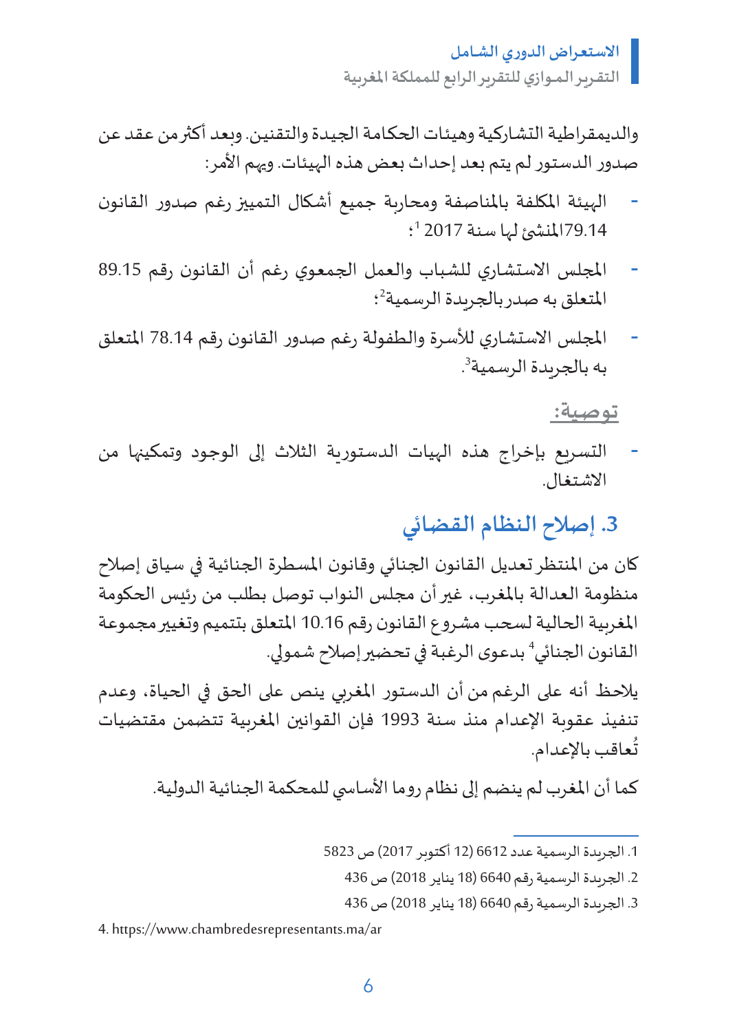والديمقراطية التشاركية وهيئات الحكامة الجيدة والتقنين. وبعد أكثر من عقد عن صدور الدستور لم يتم بعد إحداث بعض هذه الهيئات. ويهم الأمر:

- الهيئة المكلفة بالمناصفة ومحاربة جميع أشكال التمييز رغم صدور القانون 79.14المنشئ لها سنة 2017 [1]؛
- المجلس الاستشاري للشباب والعمل الجمعوي رغم أن القانون رقم 89.15 المتعلق به صدر بالجريدة الرسمية[2]؛
- المجلس الاستشاري للأسرة والطفولة رغم صدور القانون رقم 78.14 المتعلق به بالجريدة الرسمية[3].

**توصية:**

- التسريع بإخراج هذه الهيات الدستورية الثلاث إلى الوجود وتمكينها من الاشتغال.

## 3. إصلاح النظام القضائي

كان من المنتظر تعديل القانون الجنائي وقانون المسطرة الجنائية في سياق إصلاح منظومة العدالة بالمغرب، غير أن مجلس النواب توصل بطلب من رئيس الحكومة المغربية الحالية لسحب مشروع القانون رقم 10.16 المتعلق بتتميم وتغيير مجموعة القانون الجنائي[4] بدعوى الرغبة في تحضير إصلاح شمولي.

يلاحظ أنه على الرغم من أن الدستور المغربي ينص على الحق في الحياة، وعدم تنفيذ عقوبة الإعدام منذ سنة 1993 فإن القوانين المغربية تتضمن مقتضيات تُعاقب بالإعدام.

كما أن المغرب لم ينضم إلى نظام روما الأساسي للمحكمة الجنائية الدولية.

---

1. الجريدة الرسمية عدد 6612 (12 أكتوبر 2017) ص 5823
2. الجريدة الرسمية رقم 6640 (18 يناير 2018) ص 436
3. الجريدة الرسمية رقم 6640 (18 يناير 2018) ص 436
4. https://www.chambredesrepresentants.ma/ar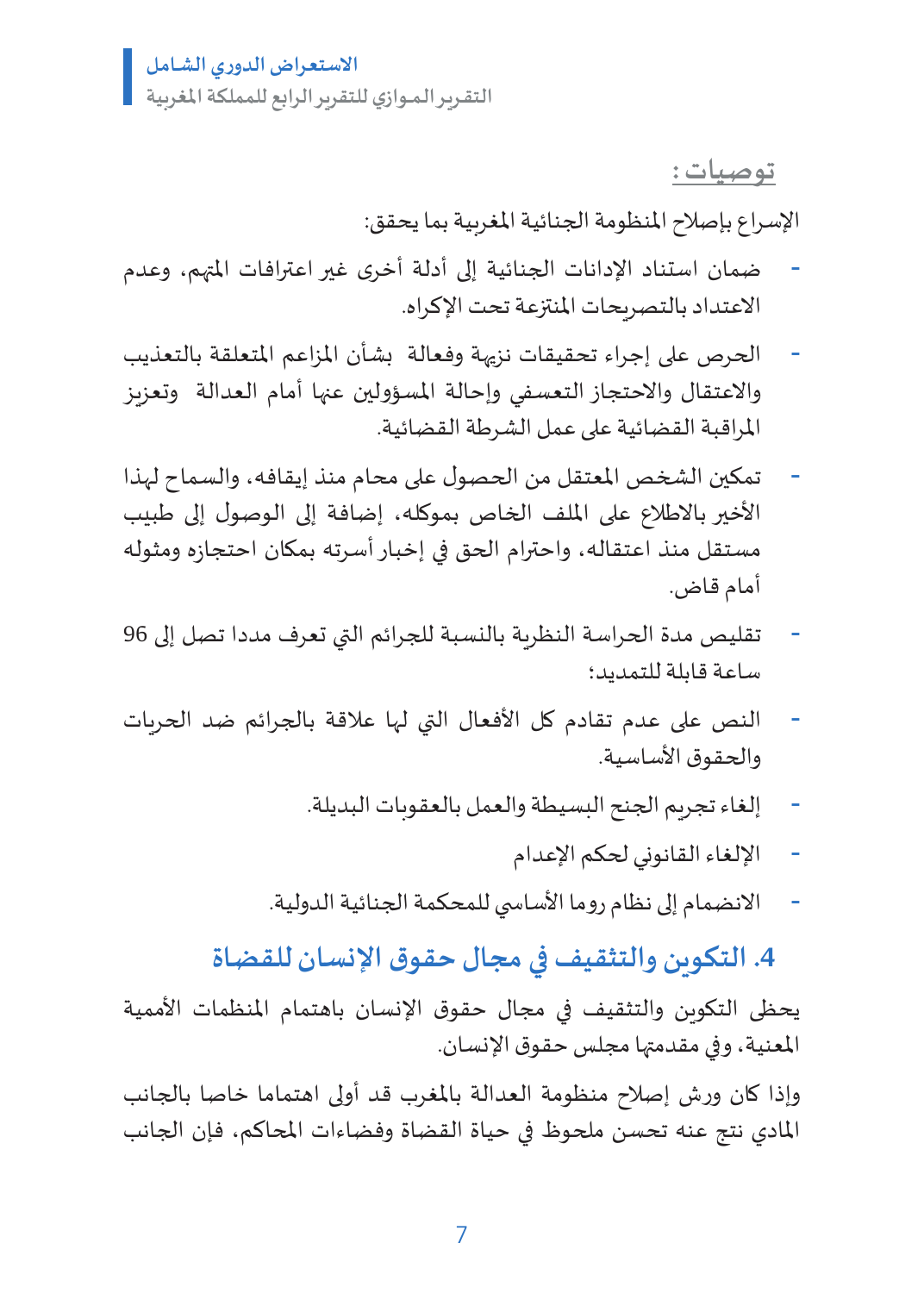**توصيات :**

الإسراع بإصلاح المنظومة الجنائية المغربية بما يحقق:

- ضمان استناد الإدانات الجنائية إلى أدلة أخرى غير اعترافات المتهم، وعدم الاعتداد بالتصريحات المنتزعة تحت الإكراه.
- الحرص على إجراء تحقيقات نزيهة وفعالة بشأن المزاعم المتعلقة بالتعذيب والاعتقال والاحتجاز التعسفي وإحالة المسؤولين عنها أمام العدالة وتعزيز المراقبة القضائية على عمل الشرطة القضائية.
- تمكين الشخص المعتقل من الحصول على محام منذ إيقافه، والسماح لهذا الأخير بالاطلاع على الملف الخاص بموكله، إضافة إلى الوصول إلى طبيب مستقل منذ اعتقاله، واحترام الحق في إخبار أسرته بمكان احتجازه ومثوله أمام قاض.
- تقليص مدة الحراسة النظرية بالنسبة للجرائم التي تعرف مددا تصل إلى 96 ساعة قابلة للتمديد؛
- النص على عدم تقادم كل الأفعال التي لها علاقة بالجرائم ضد الحريات والحقوق الأساسية.
- إلغاء تجريم الجنح البسيطة والعمل بالعقوبات البديلة.
- الإلغاء القانوني لحكم الإعدام
- الانضمام إلى نظام روما الأساسي للمحكمة الجنائية الدولية.

## 4. التكوين والتثقيف في مجال حقوق الإنسان للقضاة

يحظى التكوين والتثقيف في مجال حقوق الإنسان باهتمام المنظمات الأممية المعنية، وفي مقدمتها مجلس حقوق الإنسان.

وإذا كان ورش إصلاح منظومة العدالة بالمغرب قد أولى اهتماما خاصا بالجانب المادي نتج عنه تحسن ملحوظ في حياة القضاة وفضاءات المحاكم، فإن الجانب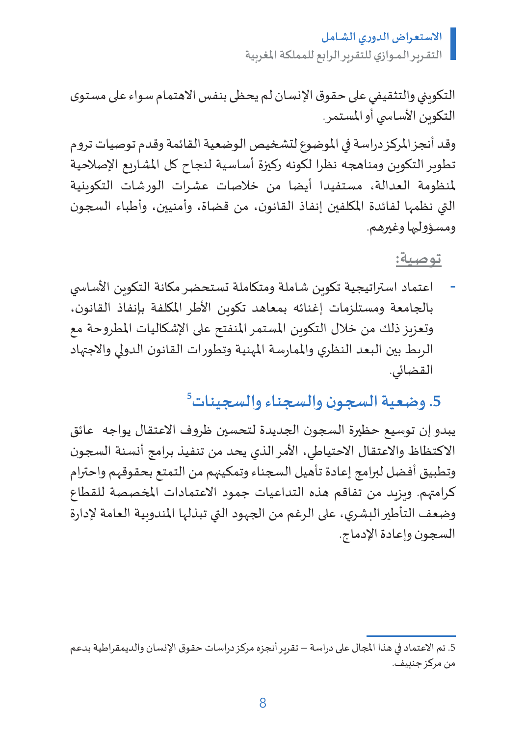التكويني والتثقيفي على حقوق الإنسان لم يحظ بنفس الاهتمام سواء على مستوى التكوين الأساسي أو المستمر.

وقد أنجز المركز دراسة في الموضوع لتشخيص الوضعية القائمة وقدم توصيات تروم تطوير التكوين ومناهجه نظرا لكونه ركيزة أساسية لنجاح كل المشاريع الإصلاحية لمنظومة العدالة، مستفيدا أيضا من خلاصات عشرات الورشات التكوينية التي نظمها لفائدة المكلفين إنفاذ القانون، من قضاة، وأمنيين، وأطباء السجون ومسؤوليها وغيرهم.

توصية:

- اعتماد استراتيجية تكوين شاملة ومتكاملة تستحضر مكانة التكوين الأساسي بالجامعة ومستلزمات إغنائه بمعاهد تكوين الأطر المكلفة بإنفاذ القانون، وتعزيز ذلك من خلال التكوين المستمر المنفتح على الإشكاليات المطروحة مع الربط بين البعد النظري والممارسة المهنية وتطورات القانون الدولي والاجتهاد القضائي.

## 5. وضعية السجون والسجناء والسجينات[5]

يبدو إن توسيع حظيرة السجون الجديدة لتحسين ظروف الاعتقال يواجه عائق الاكتظاظ والاعتقال الاحتياطي، الأمر الذي يحد من تنفيذ برامج أنسنة السجون وتطبيق أفضل لبرامج إعادة تأهيل السجناء وتمكينهم من التمتع بحقوقهم واحترام كرامتهم. ويزيد من تفاقم هذه التداعيات جمود الاعتمادات المخصصة للقطاع وضعف التأطير البشري، على الرغم من الجهود التي تبذلها المندوبية العامة لإدارة السجون وإعادة الإدماج.

5. تم الاعتماد في هذا المجال على دراسة – تقرير أنجزه مركز دراسات حقوق الإنسان والديمقراطية بدعم من مركز جنيف.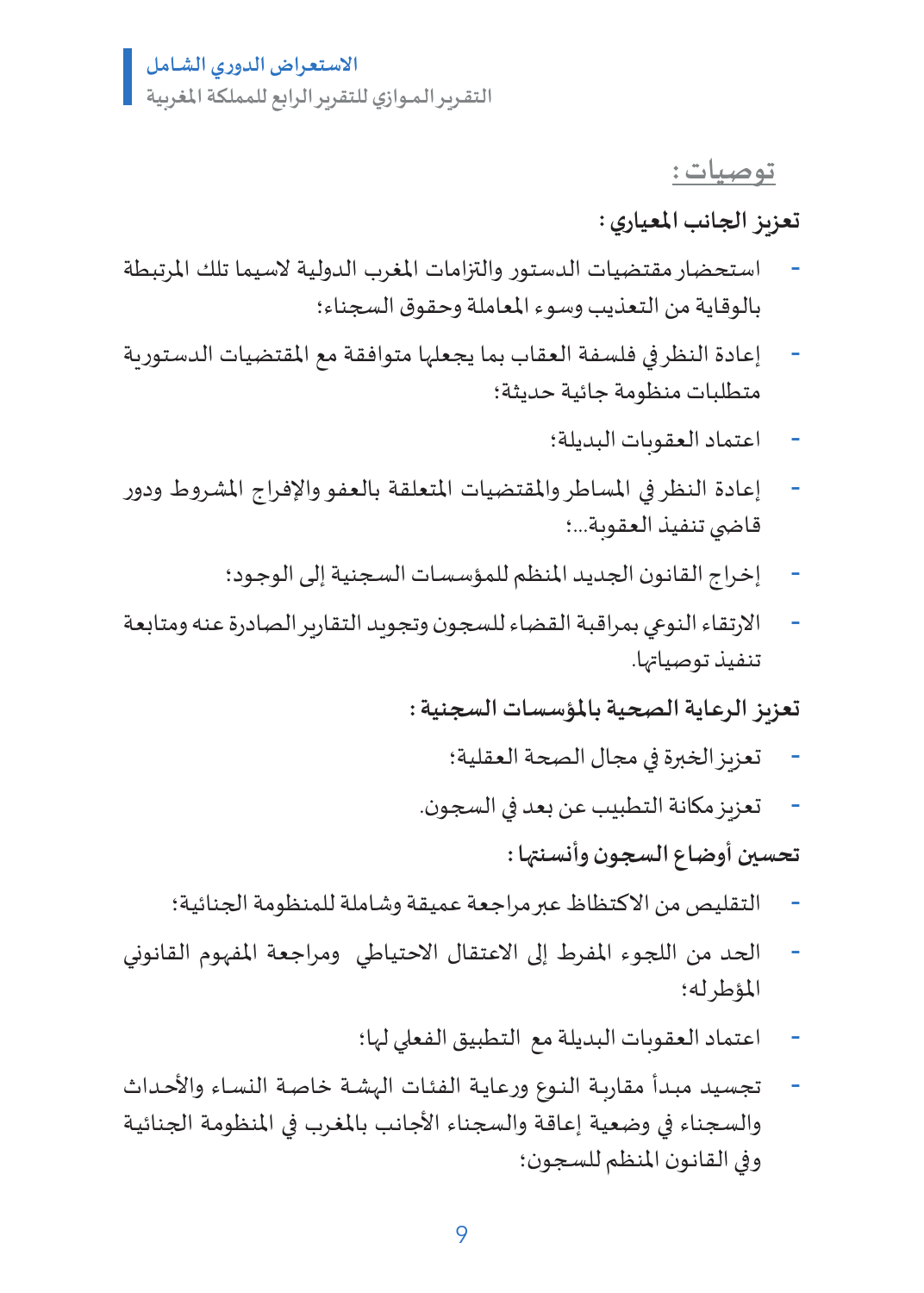## توصيات :

**تعزيز الجانب المعياري :**

- استحضار مقتضيات الدستور والتزامات المغرب الدولية لاسيما تلك المرتبطة بالوقاية من التعذيب وسوء المعاملة وحقوق السجناء؛
- إعادة النظر في فلسفة العقاب بما يجعلها متوافقة مع المقتضيات الدستورية متطلبات منظومة جائية حديثة؛
- اعتماد العقوبات البديلة؛
- إعادة النظر في المساطر والمقتضيات المتعلقة بالعفو والإفراج المشروط ودور قاضي تنفيذ العقوبة...؛
- إخراج القانون الجديد المنظم للمؤسسات السجنية إلى الوجود؛
- الارتقاء النوعي بمراقبة القضاء للسجون وتجويد التقارير الصادرة عنه ومتابعة تنفيذ توصياتها.

**تعزيز الرعاية الصحية بالمؤسسات السجنية :**

- تعزيز الخبرة في مجال الصحة العقلية؛
- تعزيز مكانة التطبيب عن بعد في السجون.

**تحسين أوضاع السجون وأنسنتها :**

- التقليص من الاكتظاظ عبر مراجعة عميقة وشاملة للمنظومة الجنائية؛
- الحد من اللجوء المفرط إلى الاعتقال الاحتياطي ومراجعة المفهوم القانوني المؤطر له؛
- اعتماد العقوبات البديلة مع التطبيق الفعلي لها؛
- تجسيد مبدأ مقاربة النوع ورعاية الفئات الهشة خاصة النساء والأحداث والسجناء في وضعية إعاقة والسجناء الأجانب بالمغرب في المنظومة الجنائية وفي القانون المنظم للسجون؛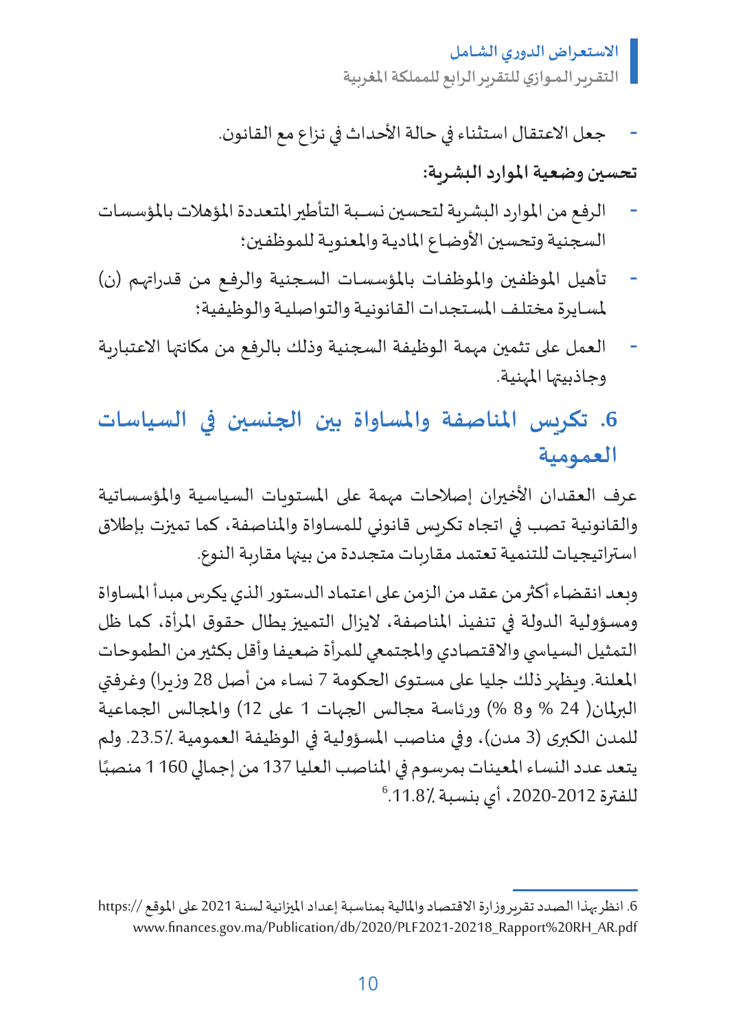- جعل الاعتقال استثناء في حالة الأحداث في نزاع مع القانون.

**تحسين وضعية الموارد البشرية:**

- الرفع من الموارد البشرية لتحسين نسبة التأطير المتعددة المؤهلات بالمؤسسات السجنية وتحسين الأوضاع المادية والمعنوية للموظفين؛
- تأهيل الموظفين والموظفات بالمؤسسات السجنية والرفع من قدراتهم (ن) لمسايرة مختلف المستجدات القانونية والتواصلية والوظيفية؛
- العمل على تثمين مهمة الوظيفة السجنية وذلك بالرفع من مكانتها الاعتبارية وجاذبيتها المهنية.

## 6. تكريس المناصفة والمساواة بين الجنسين في السياسات العمومية

عرف العقدان الأخيران إصلاحات مهمة على المستويات السياسية والمؤسساتية والقانونية تصب في اتجاه تكريس قانوني للمساواة والمناصفة، كما تميزت بإطلاق استراتيجيات للتنمية تعتمد مقاربات متجددة من بينها مقاربة النوع.

وبعد انقضاء أكثر من عقد من الزمن على اعتماد الدستور الذي يكرس مبدأ المساواة ومسؤولية الدولة في تنفيذ المناصفة، لايزال التمييز يطال حقوق المرأة، كما ظل التمثيل السياسي والاقتصادي والمجتمعي للمرأة ضعيفا وأقل بكثير من الطموحات المعلنة. ويظهر ذلك جليا على مستوى الحكومة 7 نساء من أصل 28 وزيرا) وغرفتي البرلمان( 24 % و8 %) ورئاسة مجالس الجهات 1 على 12) والمجالس الجماعية للمدن الكبرى (3 مدن)، وفي مناصب المسؤولية في الوظيفة العمومية ٪23.5. ولم يتعد عدد النساء المعينات بمرسوم في المناصب العليا 137 من إجمالي 160 1 منصبًا للفترة 2012-2020، أي بنسبة ٪11.8.[6]

---

6. انظر بهذا الصدد تقرير وزارة الاقتصاد والمالية بمناسبة إعداد الميزانية لسنة 2021 على الموقع //:https www.finances.gov.ma/Publication/db/2020/PLF2021-20218_Rapport%20RH_AR.pdf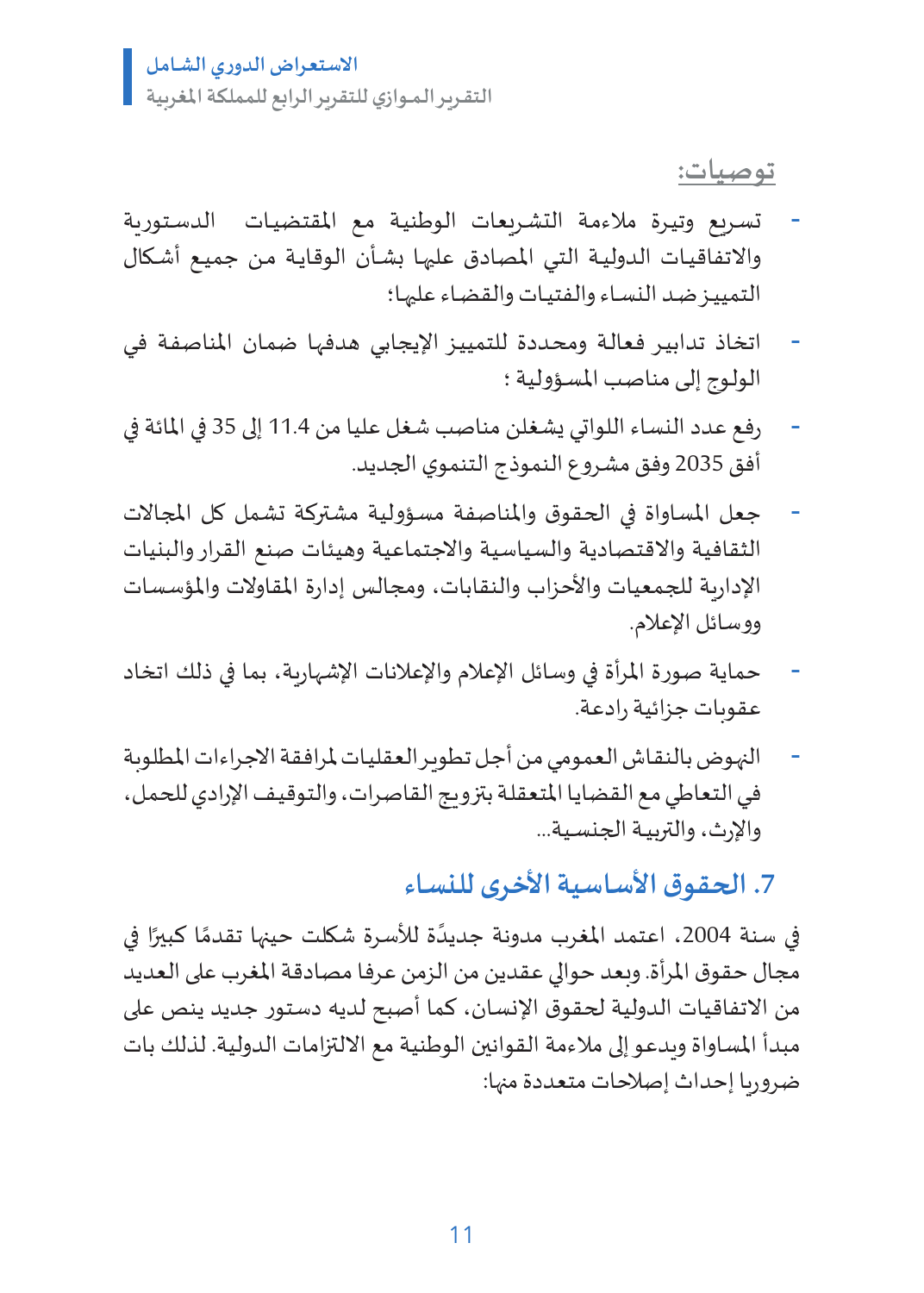توصيات:

- تسريع وتيرة ملاءمة التشريعات الوطنية مع المقتضيات الدستورية والاتفاقيات الدولية التي المصادق عليها بشأن الوقاية من جميع أشكال التمييز ضد النساء والفتيات والقضاء عليها؛
- اتخاذ تدابير فعالة ومحددة للتمييز الإيجابي هدفها ضمان المناصفة في الولوج إلى مناصب المسؤولية ؛
- رفع عدد النساء اللواتي يشغلن مناصب شغل عليا من 11.4 إلى 35 في المائة في أفق 2035 وفق مشروع النموذج التنموي الجديد.
- جعل المساواة في الحقوق والمناصفة مسؤولية مشتركة تشمل كل المجالات الثقافية والاقتصادية والسياسية والاجتماعية وهيئات صنع القرار والبنيات الإدارية للجمعيات والأحزاب والنقابات، ومجالس إدارة المقاولات والمؤسسات ووسائل الإعلام.
- حماية صورة المرأة في وسائل الإعلام والإعلانات الإشهارية، بما في ذلك اتخاذ عقوبات جزائية رادعة.
- النهوض بالنقاش العمومي من أجل تطوير العقليات لمرافقة الاجراءات المطلوبة في التعاطي مع القضايا المتعلقة بتزويج القاصرات، والتوقيف الإرادي للحمل، والإرث، والتربية الجنسية...

## 7. الحقوق الأساسية الأخرى للنساء

في سنة 2004، اعتمد المغرب مدونة جديدًة للأسرة شكلت حينها تقدمًا كبيرًا في مجال حقوق المرأة. وبعد حوالي عقدين من الزمن عرفا مصادقة المغرب على العديد من الاتفاقيات الدولية لحقوق الإنسان، كما أصبح لديه دستور جديد ينص على مبدأ المساواة ويدعو إلى ملاءمة القوانين الوطنية مع الالتزامات الدولية. لذلك بات ضروريا إحداث إصلاحات متعددة منها: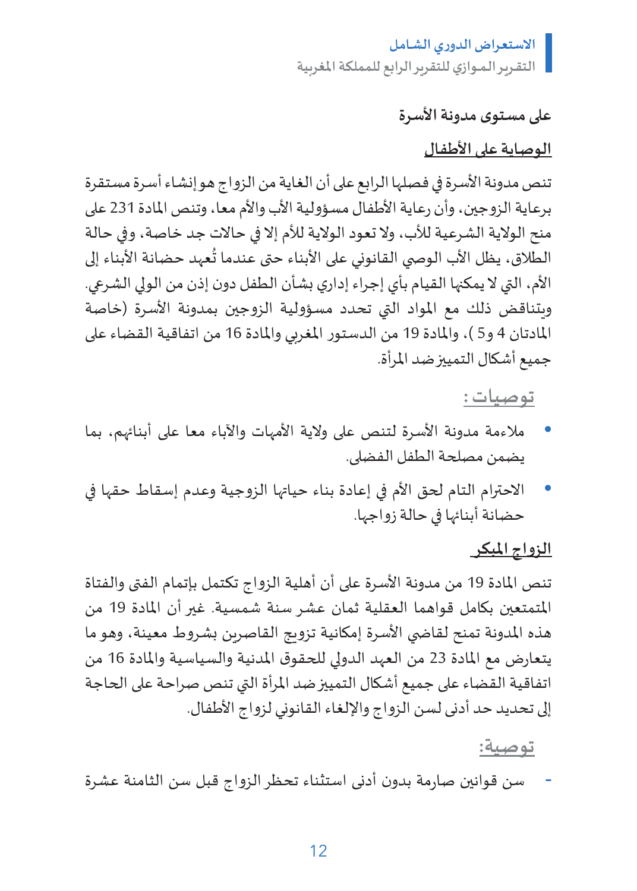### على مستوى مدونة الأسرة

**الوصاية على الأطفال**

تنص مدونة الأسرة في فصلها الرابع على أن الغاية من الزواج هو إنشاء أسرة مستقرة برعاية الزوجين، وأن رعاية الأطفال مسؤولية الأب والأم معا، وتنص المادة 231 على منح الولاية الشرعية للأب، ولا تعود الولاية للأم إلا في حالات جد خاصة، وفي حالة الطلاق، يظل الأب الوصي القانوني على الأبناء حتى عندما تُعهد حضانة الأبناء إلى الأم، التي لا يمكنها القيام بأي إجراء إداري بشأن الطفل دون إذن من الولي الشرعي. ويتناقض ذلك مع المواد التي تحدد مسؤولية الزوجين بمدونة الأسرة (خاصة المادتان 4 و5)، والمادة 19 من الدستور المغربي والمادة 16 من اتفاقية القضاء على جميع أشكال التمييز ضد المرأة.

**توصيات :**

- ملاءمة مدونة الأسرة لتنص على ولاية الأمهات والآباء معا على أبنائهم، بما يضمن مصلحة الطفل الفضلى.
- الاحترام التام لحق الأم في إعادة بناء حياتها الزوجية وعدم إسقاط حقها في حضانة أبنائها في حالة زواجها.

**الزواج المبكر**

تنص المادة 19 من مدونة الأسرة على أن أهلية الزواج تكتمل بإتمام الفتى والفتاة المتمتعين بكامل قواهما العقلية ثمان عشر سنة شمسية. غير أن المادة 19 من هذه المدونة تمنح لقاضي الأسرة إمكانية تزويج القاصرين بشروط معينة، وهو ما يتعارض مع المادة 23 من العهد الدولي للحقوق المدنية والسياسية والمادة 16 من اتفاقية القضاء على جميع أشكال التمييز ضد المرأة التي تنص صراحة على الحاجة إلى تحديد حد أدنى لسن الزواج والإلغاء القانوني لزواج الأطفال.

**توصية:**

- سن قوانين صارمة بدون أدنى استثناء تحظر الزواج قبل سن الثامنة عشرة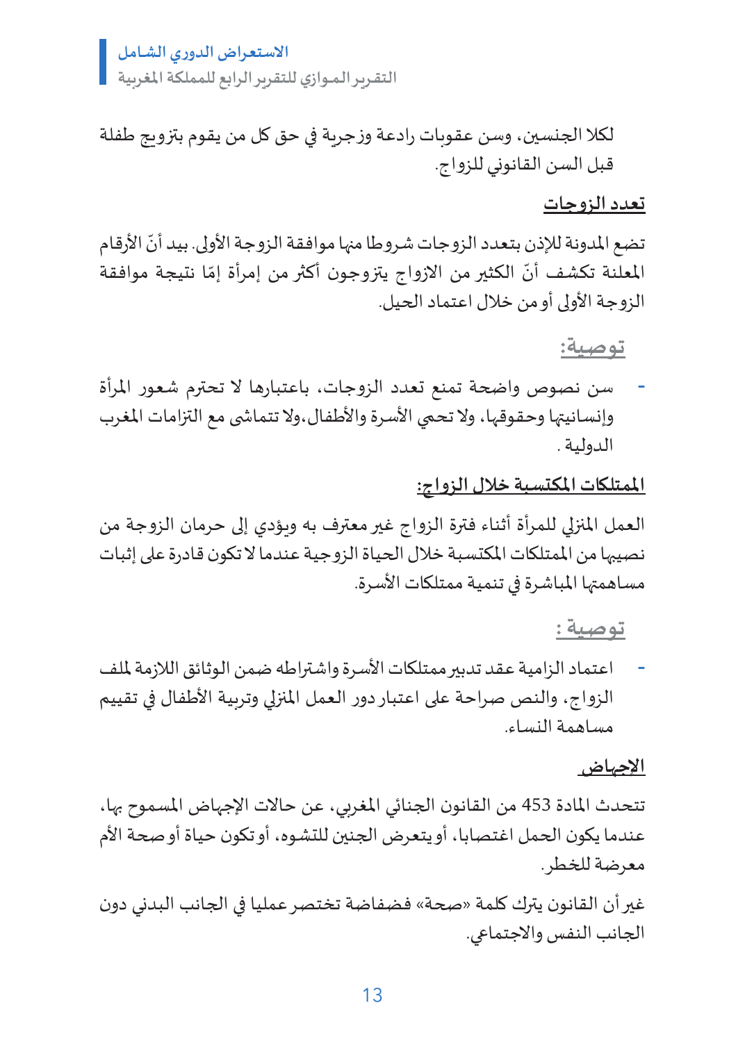لكلا الجنسين، وسن عقوبات رادعة وزجرية في حق كل من يقوم بتزويج طفلة قبل السن القانوني للزواج.

## تعدد الزوجات

تضع المدونة للإذن بتعدد الزوجات شروطا منها موافقة الزوجة الأولى. بيد أنّ الأرقام المعلنة تكشف أنّ الكثير من الازواج يتزوجون أكثر من إمرأة إمّا نتيجة موافقة الزوجة الأولى أو من خلال اعتماد الحيل.

**توصية:**

- سن نصوص واضحة تمنع تعدد الزوجات، باعتبارها لا تحترم شعور المرأة وإنسانيتها وحقوقها، ولا تحمي الأسرة والأطفال،ولا تتماشى مع التزامات المغرب الدولية .

## الممتلكات المكتسبة خلال الزواج:

العمل المنزلي للمرأة أثناء فترة الزواج غير معترف به ويؤدي إلى حرمان الزوجة من نصيبها من الممتلكات المكتسبة خلال الحياة الزوجية عندما لا تكون قادرة على إثبات مساهمتها المباشرة في تنمية ممتلكات الأسرة.

**توصية :**

- اعتماد الزامية عقد تدبير ممتلكات الأسرة واشتراطه ضمن الوثائق اللازمة لملف الزواج، والنص صراحة على اعتبار دور العمل المنزلي وتربية الأطفال في تقييم مساهمة النساء.

## الإجهاض

تتحدث المادة 453 من القانون الجنائي المغربي، عن حالات الإجهاض المسموح بها، عندما يكون الحمل اغتصابا، أو يتعرض الجنين للتشوه، أو تكون حياة أو صحة الأم معرضة للخطر.

غير أن القانون يترك كلمة «صحة» فضفاضة تختصر عمليا في الجانب البدني دون الجانب النفس والاجتماعي.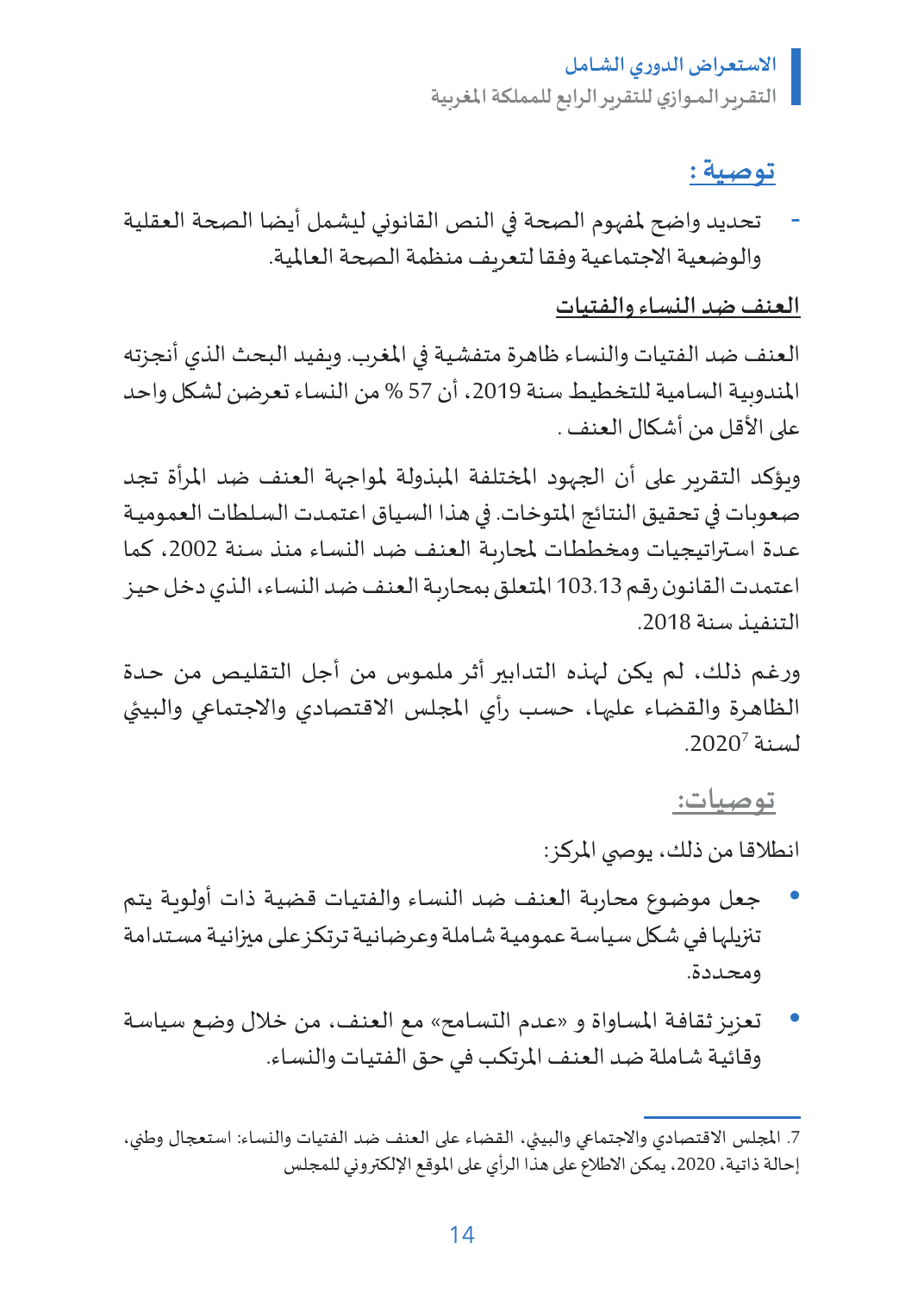**توصية :**

- تحديد واضح لمفهوم الصحة في النص القانوني ليشمل أيضا الصحة العقلية والوضعية الاجتماعية وفقا لتعريف منظمة الصحة العالمية.

**العنف ضد النساء والفتيات**

العنف ضد الفتيات والنساء ظاهرة متفشية في المغرب. ويفيد البحث الذي أنجزته المندوبية السامية للتخطيط سنة 2019، أن 57 % من النساء تعرضن لشكل واحد على الأقل من أشكال العنف .

ويؤكد التقرير على أن الجهود المختلفة المبذولة لمواجهة العنف ضد المرأة تجد صعوبات في تحقيق النتائج المتوخات. في هذا السياق اعتمدت السلطات العمومية عدة استراتيجيات ومخططات لمحاربة العنف ضد النساء منذ سنة 2002، كما اعتمدت القانون رقم 103.13 المتعلق بمحاربة العنف ضد النساء، الذي دخل حيز التنفيذ سنة 2018.

ورغم ذلك، لم يكن لهذه التدابير أثر ملموس من أجل التقليص من حدة الظاهرة والقضاء عليها، حسب رأي المجلس الاقتصادي والاجتماعي والبيئي لسنة 2020[7].

**توصيات:**

انطلاقا من ذلك، يوصي المركز:

- جعل موضوع محاربة العنف ضد النساء والفتيات قضية ذات أولوية يتم تنزيلها في شكل سياسة عمومية شاملة وعرضانية ترتكز على ميزانية مستدامة ومحددة.
- تعزيز ثقافة المساواة و «عدم التسامح» مع العنف، من خلال وضع سياسة وقائية شاملة ضد العنف المرتكب في حق الفتيات والنساء.

---

7. المجلس الاقتصادي والاجتماعي والبيئي، القضاء على العنف ضد الفتيات والنساء: استعجال وطني، إحالة ذاتية، 2020، يمكن الاطلاع على هذا الرأي على الموقع الإلكتروني للمجلس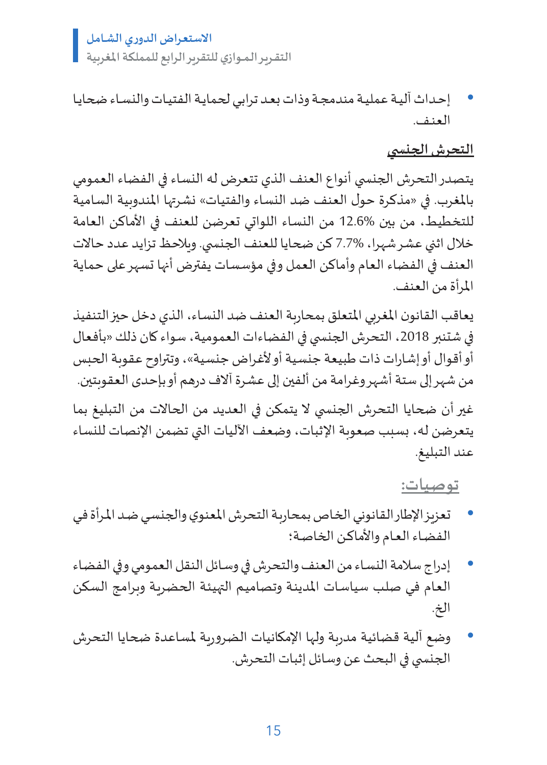- إحداث آلية عملية مندمجة وذات بعد ترابي لحماية الفتيات والنساء ضحايا العنف.

## التحرش الجنسي

يتصدر التحرش الجنسي أنواع العنف الذي تتعرض له النساء في الفضاء العمومي بالمغرب. في «مذكرة حول العنف ضد النساء والفتيات» نشرتها المندوبية السامية للتخطيط، من بين 12.6% من النساء اللواتي تعرضن للعنف في الأماكن العامة خلال اثني عشر شهرا، 7.7% كن ضحايا للعنف الجنسي. ويلاحظ تزايد عدد حالات العنف في الفضاء العام وأماكن العمل وفي مؤسسات يفترض أنها تسهر على حماية المرأة من العنف.

يعاقب القانون المغربي المتعلق بمحاربة العنف ضد النساء، الذي دخل حيز التنفيذ في شتنبر 2018، التحرش الجنسي في الفضاءات العمومية، سواء كان ذلك «بأفعال أو أقوال أو إشارات ذات طبيعة جنسية أو لأغراض جنسية»، وتتراوح عقوبة الحبس من شهر إلى ستة أشهر وغرامة من ألفين إلى عشرة آلاف درهم أو بإحدى العقوبتين.

غير أن ضحايا التحرش الجنسي لا يتمكن في العديد من الحالات من التبليغ بما يتعرضن له، بسبب صعوبة الإثبات، وضعف الآليات التي تضمن الإنصات للنساء عند التبليغ.

### توصيات:

- تعزيز الإطار القانوني الخاص بمحاربة التحرش المعنوي والجنسي ضد المرأة في الفضاء العام والأماكن الخاصة؛
- إدراج سلامة النساء من العنف والتحرش في وسائل النقل العمومي وفي الفضاء العام في صلب سياسات المدينة وتصاميم التهيئة الحضرية وبرامج السكن الخ.
- وضع آلية قضائية مدربة ولها الإمكانيات الضرورية لمساعدة ضحايا التحرش الجنسي في البحث عن وسائل إثبات التحرش.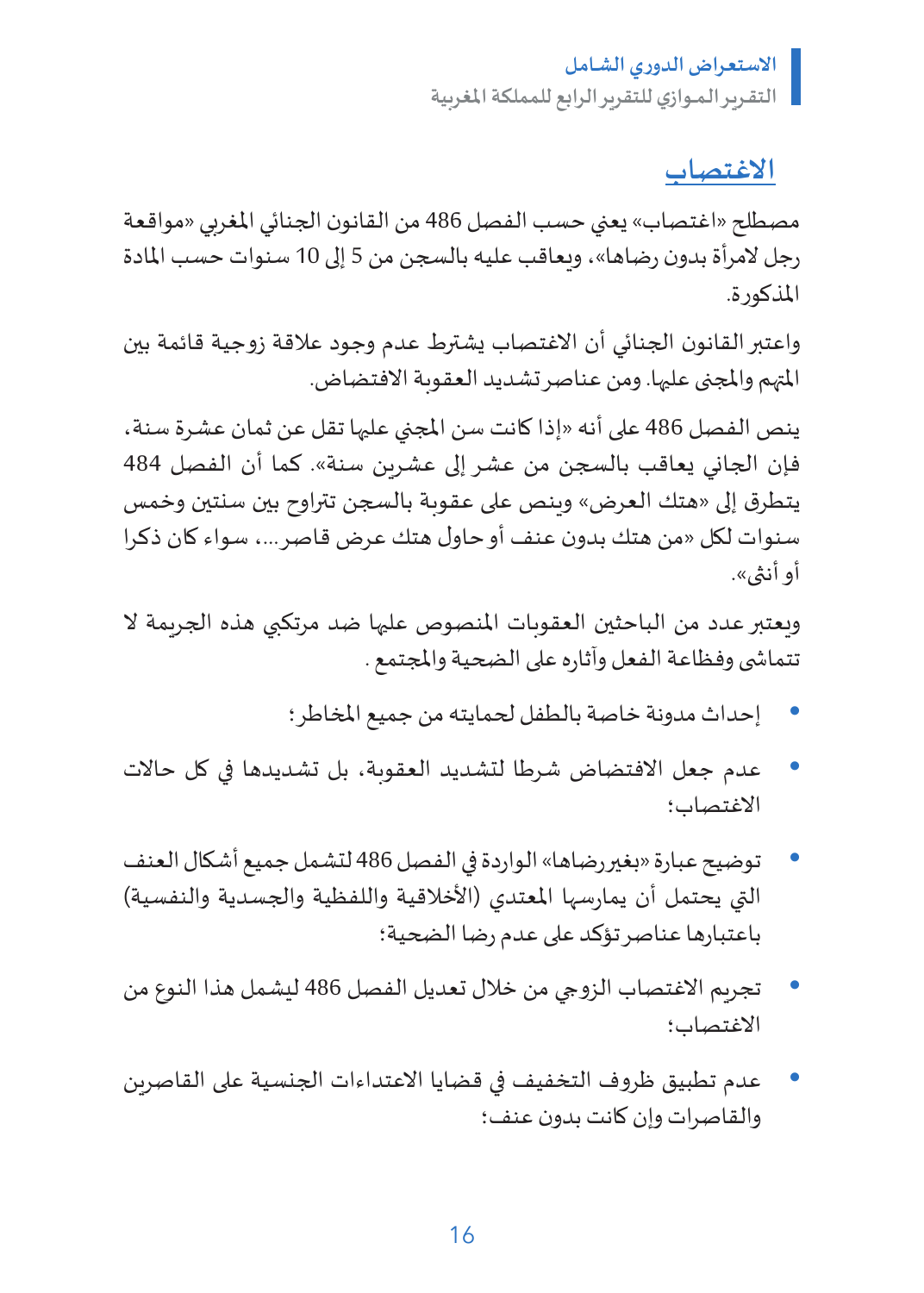## الاغتصاب

مصطلح «اغتصاب» يعني حسب الفصل 486 من القانون الجنائي المغربي «مواقعة رجل لامرأة بدون رضاها»، ويعاقب عليه بالسجن من 5 إلى 10 سنوات حسب المادة المذكورة.

واعتبر القانون الجنائي أن الاغتصاب يشترط عدم وجود علاقة زوجية قائمة بين المتهم والمجني عليها. ومن عناصر تشديد العقوبة الافتضاض.

ينص الفصل 486 على أنه «إذا كانت سن المجني عليها تقل عن ثمان عشرة سنة، فإن الجاني يعاقب بالسجن من عشر إلى عشرين سنة». كما أن الفصل 484 يتطرق إلى «هتك العرض» وينص على عقوبة بالسجن تتراوح بين سنتين وخمس سنوات لكل «من هتك بدون عنف أو حاول هتك عرض قاصر...، سواء كان ذكرا أو أنثى».

ويعتبر عدد من الباحثين العقوبات المنصوص عليها ضد مرتكبي هذه الجريمة لا تتماشى وفظاعة الفعل وآثاره على الضحية والمجتمع .

- إحداث مدونة خاصة بالطفل لحمايته من جميع المخاطر؛
- عدم جعل الافتضاض شرطا لتشديد العقوبة، بل تشديدها في كل حالات الاغتصاب؛
- توضيح عبارة «بغيررضاها» الواردة في الفصل 486 لتشمل جميع أشكال العنف التي يحتمل أن يمارسها المعتدي (الأخلاقية واللفظية والجسدية والنفسية) باعتبارها عناصر تؤكد على عدم رضا الضحية؛
- تجريم الاغتصاب الزوجي من خلال تعديل الفصل 486 ليشمل هذا النوع من الاغتصاب؛
- عدم تطبيق ظروف التخفيف في قضايا الاعتداءات الجنسية على القاصرين والقاصرات وإن كانت بدون عنف؛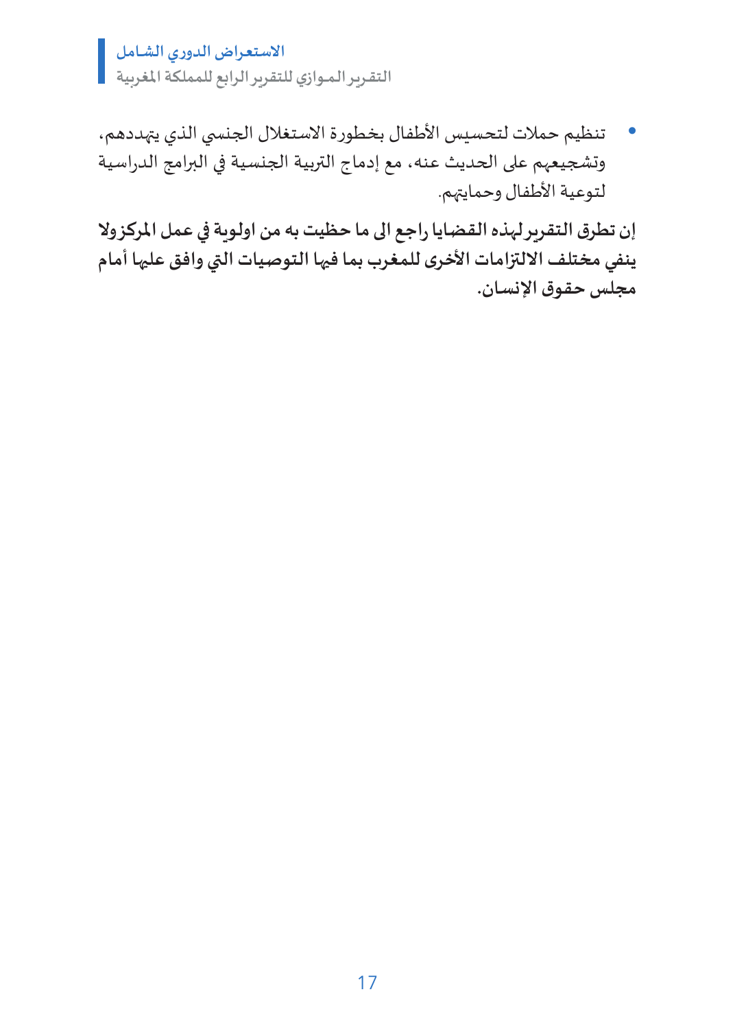- تنظيم حملات لتحسيس الأطفال بخطورة الاستغلال الجنسي الذي يتهددهم، وتشجيعهم على الحديث عنه، مع إدماج التربية الجنسية في البرامج الدراسية لتوعية الأطفال وحمايتهم.

**إن تطرق التقرير لهذه القضايا راجع الى ما حظيت به من اولوية في عمل المركزولا ينفي مختلف الالتزامات الأخرى للمغرب بما فيها التوصيات التي وافق عليها أمام مجلس حقوق الإنسان.**